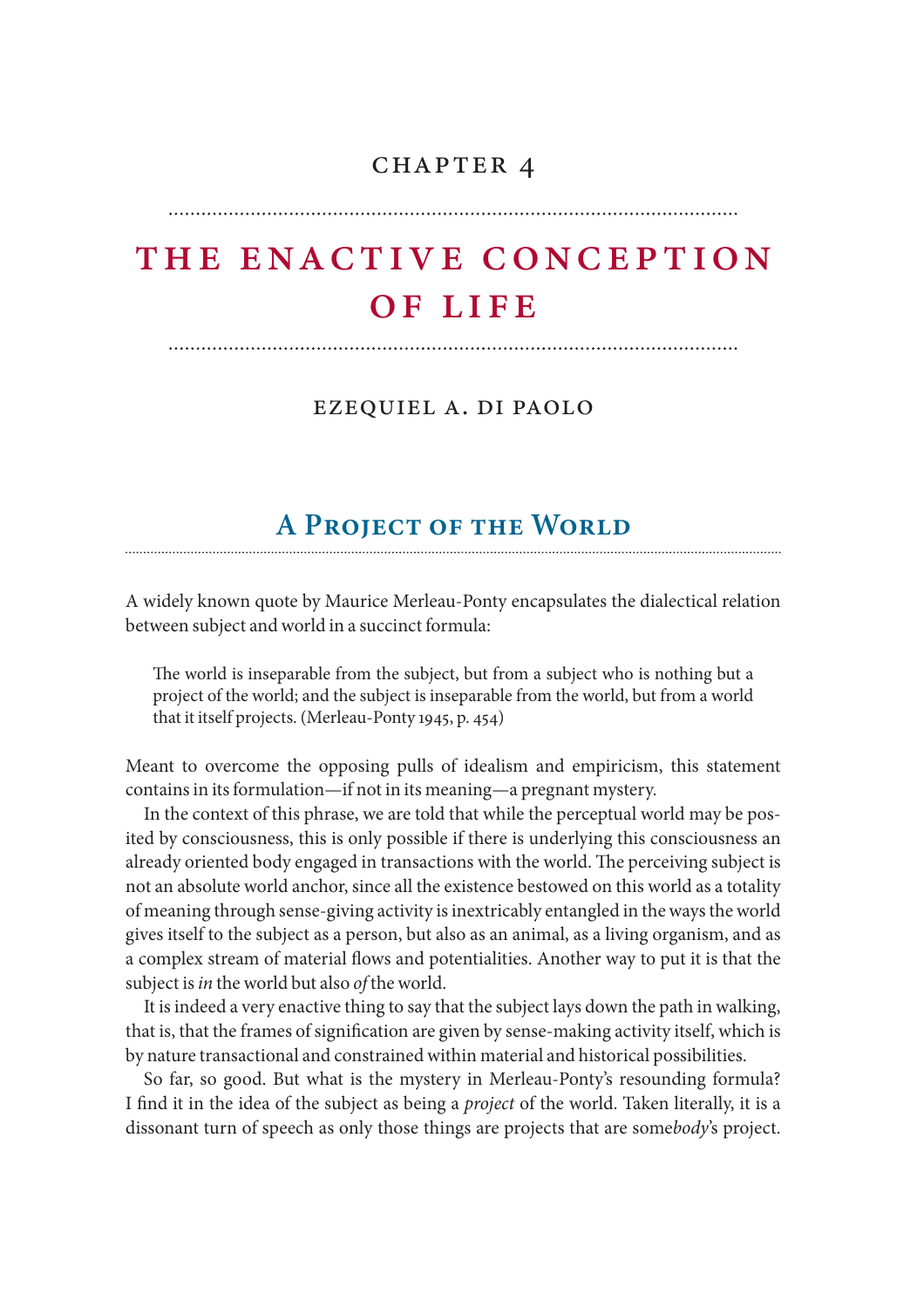CHAPTER 4

# THE ENACTIVE CONCEPTION OF LIFE

EZEQUIEL A. DI PAOLO

## A Project of the World

A widely known quote by Maurice Merleau-Ponty encapsulates the dialectical relation between subject and world in a succinct formula:

> The world is inseparable from the subject, but from a subject who is nothing but a project of the world; and the subject is inseparable from the world, but from a world that it itself projects. (Merleau-Ponty 1945, p. 454)

Meant to overcome the opposing pulls of idealism and empiricism, this statement contains in its formulation—if not in its meaning—a pregnant mystery.

In the context of this phrase, we are told that while the perceptual world may be posited by consciousness, this is only possible if there is underlying this consciousness an already oriented body engaged in transactions with the world. The perceiving subject is not an absolute world anchor, since all the existence bestowed on this world as a totality of meaning through sense-giving activity is inextricably entangled in the ways the world gives itself to the subject as a person, but also as an animal, as a living organism, and as a complex stream of material flows and potentialities. Another way to put it is that the subject is *in* the world but also *of* the world.

It is indeed a very enactive thing to say that the subject lays down the path in walking, that is, that the frames of signification are given by sense-making activity itself, which is by nature transactional and constrained within material and historical possibilities.

So far, so good. But what is the mystery in Merleau-Ponty's resounding formula? I find it in the idea of the subject as being a *project* of the world. Taken literally, it is a dissonant turn of speech as only those things are projects that are some*body*'s project.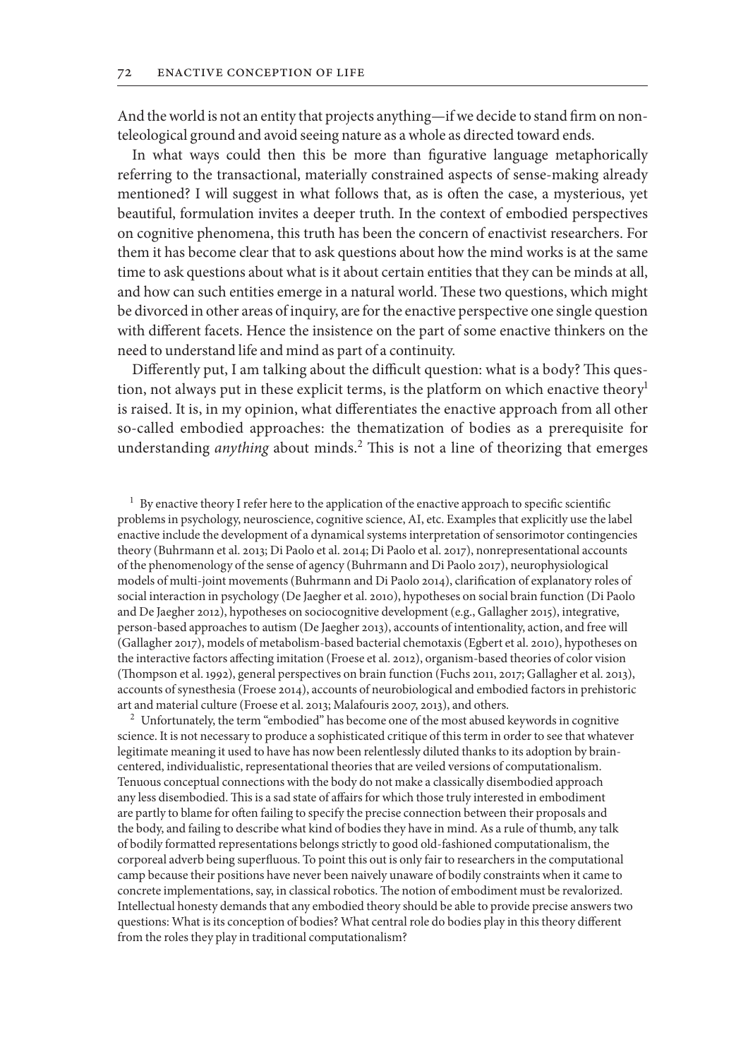And the world is not an entity that projects anything—if we decide to stand firm on non-teleological ground and avoid seeing nature as a whole as directed toward ends.

In what ways could then this be more than figurative language metaphorically referring to the transactional, materially constrained aspects of sense-making already mentioned? I will suggest in what follows that, as is often the case, a mysterious, yet beautiful, formulation invites a deeper truth. In the context of embodied perspectives on cognitive phenomena, this truth has been the concern of enactivist researchers. For them it has become clear that to ask questions about how the mind works is at the same time to ask questions about what is it about certain entities that they can be minds at all, and how can such entities emerge in a natural world. These two questions, which might be divorced in other areas of inquiry, are for the enactive perspective one single question with different facets. Hence the insistence on the part of some enactive thinkers on the need to understand life and mind as part of a continuity.

Differently put, I am talking about the difficult question: what is a body? This question, not always put in these explicit terms, is the platform on which enactive theory[1] is raised. It is, in my opinion, what differentiates the enactive approach from all other so-called embodied approaches: the thematization of bodies as a prerequisite for understanding *anything* about minds.[2] This is not a line of theorizing that emerges

[1] By enactive theory I refer here to the application of the enactive approach to specific scientific problems in psychology, neuroscience, cognitive science, AI, etc. Examples that explicitly use the label enactive include the development of a dynamical systems interpretation of sensorimotor contingencies theory (Buhrmann et al. 2013; Di Paolo et al. 2014; Di Paolo et al. 2017), nonrepresentational accounts of the phenomenology of the sense of agency (Buhrmann and Di Paolo 2017), neurophysiological models of multi-joint movements (Buhrmann and Di Paolo 2014), clarification of explanatory roles of social interaction in psychology (De Jaegher et al. 2010), hypotheses on social brain function (Di Paolo and De Jaegher 2012), hypotheses on sociocognitive development (e.g., Gallagher 2015), integrative, person-based approaches to autism (De Jaegher 2013), accounts of intentionality, action, and free will (Gallagher 2017), models of metabolism-based bacterial chemotaxis (Egbert et al. 2010), hypotheses on the interactive factors affecting imitation (Froese et al. 2012), organism-based theories of color vision (Thompson et al. 1992), general perspectives on brain function (Fuchs 2011, 2017; Gallagher et al. 2013), accounts of synesthesia (Froese 2014), accounts of neurobiological and embodied factors in prehistoric art and material culture (Froese et al. 2013; Malafouris 2007, 2013), and others.

[2] Unfortunately, the term "embodied" has become one of the most abused keywords in cognitive science. It is not necessary to produce a sophisticated critique of this term in order to see that whatever legitimate meaning it used to have has now been relentlessly diluted thanks to its adoption by brain-centered, individualistic, representational theories that are veiled versions of computationalism. Tenuous conceptual connections with the body do not make a classically disembodied approach any less disembodied. This is a sad state of affairs for which those truly interested in embodiment are partly to blame for often failing to specify the precise connection between their proposals and the body, and failing to describe what kind of bodies they have in mind. As a rule of thumb, any talk of bodily formatted representations belongs strictly to good old-fashioned computationalism, the corporeal adverb being superfluous. To point this out is only fair to researchers in the computational camp because their positions have never been naively unaware of bodily constraints when it came to concrete implementations, say, in classical robotics. The notion of embodiment must be revalorized. Intellectual honesty demands that any embodied theory should be able to provide precise answers two questions: What is its conception of bodies? What central role do bodies play in this theory different from the roles they play in traditional computationalism?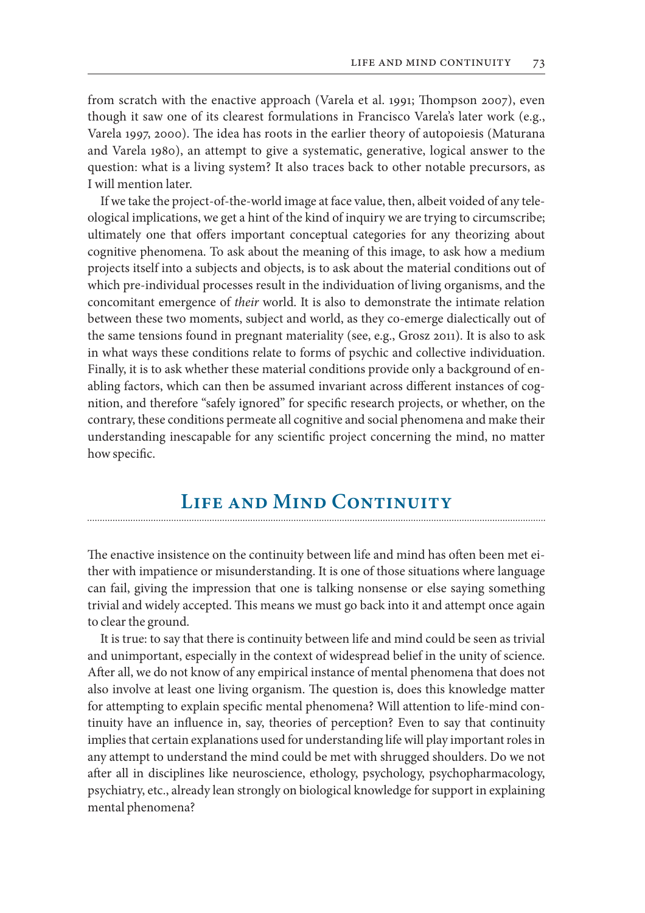from scratch with the enactive approach (Varela et al. 1991; Thompson 2007), even though it saw one of its clearest formulations in Francisco Varela's later work (e.g., Varela 1997, 2000). The idea has roots in the earlier theory of autopoiesis (Maturana and Varela 1980), an attempt to give a systematic, generative, logical answer to the question: what is a living system? It also traces back to other notable precursors, as I will mention later.

If we take the project-of-the-world image at face value, then, albeit voided of any teleological implications, we get a hint of the kind of inquiry we are trying to circumscribe; ultimately one that offers important conceptual categories for any theorizing about cognitive phenomena. To ask about the meaning of this image, to ask how a medium projects itself into a subjects and objects, is to ask about the material conditions out of which pre-individual processes result in the individuation of living organisms, and the concomitant emergence of *their* world. It is also to demonstrate the intimate relation between these two moments, subject and world, as they co-emerge dialectically out of the same tensions found in pregnant materiality (see, e.g., Grosz 2011). It is also to ask in what ways these conditions relate to forms of psychic and collective individuation. Finally, it is to ask whether these material conditions provide only a background of enabling factors, which can then be assumed invariant across different instances of cognition, and therefore "safely ignored" for specific research projects, or whether, on the contrary, these conditions permeate all cognitive and social phenomena and make their understanding inescapable for any scientific project concerning the mind, no matter how specific.

## Life and Mind Continuity

The enactive insistence on the continuity between life and mind has often been met either with impatience or misunderstanding. It is one of those situations where language can fail, giving the impression that one is talking nonsense or else saying something trivial and widely accepted. This means we must go back into it and attempt once again to clear the ground.

It is true: to say that there is continuity between life and mind could be seen as trivial and unimportant, especially in the context of widespread belief in the unity of science. After all, we do not know of any empirical instance of mental phenomena that does not also involve at least one living organism. The question is, does this knowledge matter for attempting to explain specific mental phenomena? Will attention to life-mind continuity have an influence in, say, theories of perception? Even to say that continuity implies that certain explanations used for understanding life will play important roles in any attempt to understand the mind could be met with shrugged shoulders. Do we not after all in disciplines like neuroscience, ethology, psychology, psychopharmacology, psychiatry, etc., already lean strongly on biological knowledge for support in explaining mental phenomena?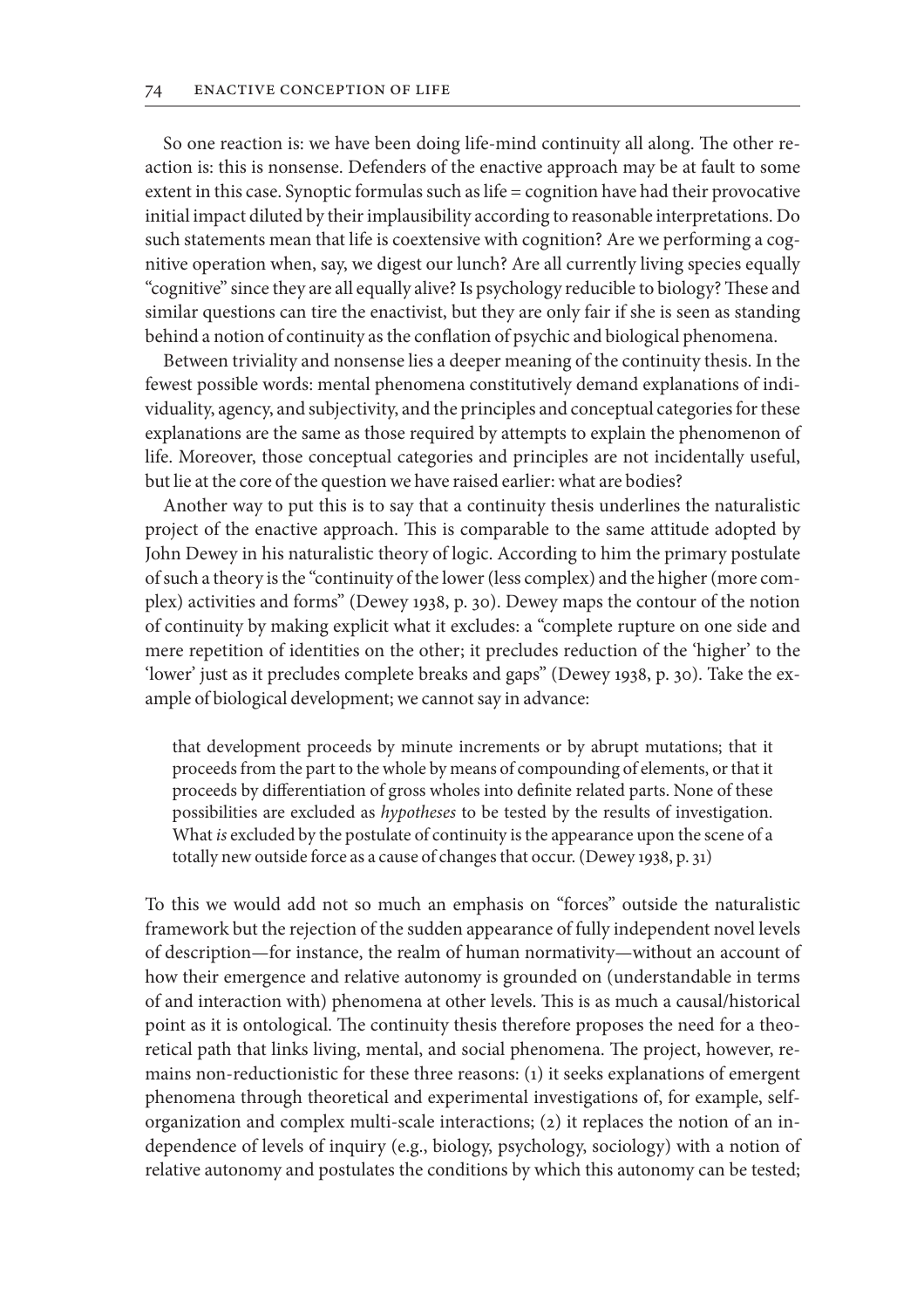So one reaction is: we have been doing life-mind continuity all along. The other reaction is: this is nonsense. Defenders of the enactive approach may be at fault to some extent in this case. Synoptic formulas such as life = cognition have had their provocative initial impact diluted by their implausibility according to reasonable interpretations. Do such statements mean that life is coextensive with cognition? Are we performing a cognitive operation when, say, we digest our lunch? Are all currently living species equally "cognitive" since they are all equally alive? Is psychology reducible to biology? These and similar questions can tire the enactivist, but they are only fair if she is seen as standing behind a notion of continuity as the conflation of psychic and biological phenomena.

Between triviality and nonsense lies a deeper meaning of the continuity thesis. In the fewest possible words: mental phenomena constitutively demand explanations of individuality, agency, and subjectivity, and the principles and conceptual categories for these explanations are the same as those required by attempts to explain the phenomenon of life. Moreover, those conceptual categories and principles are not incidentally useful, but lie at the core of the question we have raised earlier: what are bodies?

Another way to put this is to say that a continuity thesis underlines the naturalistic project of the enactive approach. This is comparable to the same attitude adopted by John Dewey in his naturalistic theory of logic. According to him the primary postulate of such a theory is the "continuity of the lower (less complex) and the higher (more complex) activities and forms" (Dewey 1938, p. 30). Dewey maps the contour of the notion of continuity by making explicit what it excludes: a "complete rupture on one side and mere repetition of identities on the other; it precludes reduction of the 'higher' to the 'lower' just as it precludes complete breaks and gaps" (Dewey 1938, p. 30). Take the example of biological development; we cannot say in advance:

> that development proceeds by minute increments or by abrupt mutations; that it proceeds from the part to the whole by means of compounding of elements, or that it proceeds by differentiation of gross wholes into definite related parts. None of these possibilities are excluded as *hypotheses* to be tested by the results of investigation. What *is* excluded by the postulate of continuity is the appearance upon the scene of a totally new outside force as a cause of changes that occur. (Dewey 1938, p. 31)

To this we would add not so much an emphasis on "forces" outside the naturalistic framework but the rejection of the sudden appearance of fully independent novel levels of description—for instance, the realm of human normativity—without an account of how their emergence and relative autonomy is grounded on (understandable in terms of and interaction with) phenomena at other levels. This is as much a causal/historical point as it is ontological. The continuity thesis therefore proposes the need for a theoretical path that links living, mental, and social phenomena. The project, however, remains non-reductionistic for these three reasons: (1) it seeks explanations of emergent phenomena through theoretical and experimental investigations of, for example, self-organization and complex multi-scale interactions; (2) it replaces the notion of an independence of levels of inquiry (e.g., biology, psychology, sociology) with a notion of relative autonomy and postulates the conditions by which this autonomy can be tested;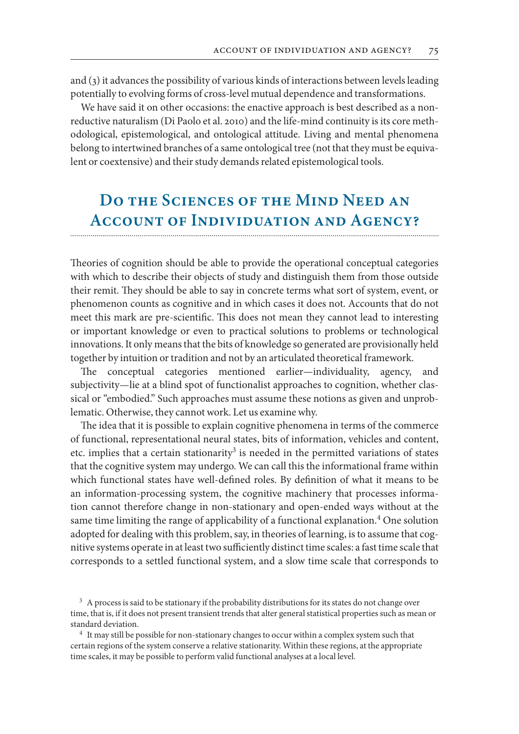and (3) it advances the possibility of various kinds of interactions between levels leading potentially to evolving forms of cross-level mutual dependence and transformations.

We have said it on other occasions: the enactive approach is best described as a non-reductive naturalism (Di Paolo et al. 2010) and the life-mind continuity is its core methodological, epistemological, and ontological attitude. Living and mental phenomena belong to intertwined branches of a same ontological tree (not that they must be equivalent or coextensive) and their study demands related epistemological tools.

## Do the Sciences of the Mind Need an Account of Individuation and Agency?

Theories of cognition should be able to provide the operational conceptual categories with which to describe their objects of study and distinguish them from those outside their remit. They should be able to say in concrete terms what sort of system, event, or phenomenon counts as cognitive and in which cases it does not. Accounts that do not meet this mark are pre-scientific. This does not mean they cannot lead to interesting or important knowledge or even to practical solutions to problems or technological innovations. It only means that the bits of knowledge so generated are provisionally held together by intuition or tradition and not by an articulated theoretical framework.

The conceptual categories mentioned earlier—individuality, agency, and subjectivity—lie at a blind spot of functionalist approaches to cognition, whether classical or "embodied." Such approaches must assume these notions as given and unproblematic. Otherwise, they cannot work. Let us examine why.

The idea that it is possible to explain cognitive phenomena in terms of the commerce of functional, representational neural states, bits of information, vehicles and content, etc. implies that a certain stationarity[3] is needed in the permitted variations of states that the cognitive system may undergo. We can call this the informational frame within which functional states have well-defined roles. By definition of what it means to be an information-processing system, the cognitive machinery that processes information cannot therefore change in non-stationary and open-ended ways without at the same time limiting the range of applicability of a functional explanation.[4] One solution adopted for dealing with this problem, say, in theories of learning, is to assume that cognitive systems operate in at least two sufficiently distinct time scales: a fast time scale that corresponds to a settled functional system, and a slow time scale that corresponds to

[3] A process is said to be stationary if the probability distributions for its states do not change over time, that is, if it does not present transient trends that alter general statistical properties such as mean or standard deviation.

[4] It may still be possible for non-stationary changes to occur within a complex system such that certain regions of the system conserve a relative stationarity. Within these regions, at the appropriate time scales, it may be possible to perform valid functional analyses at a local level.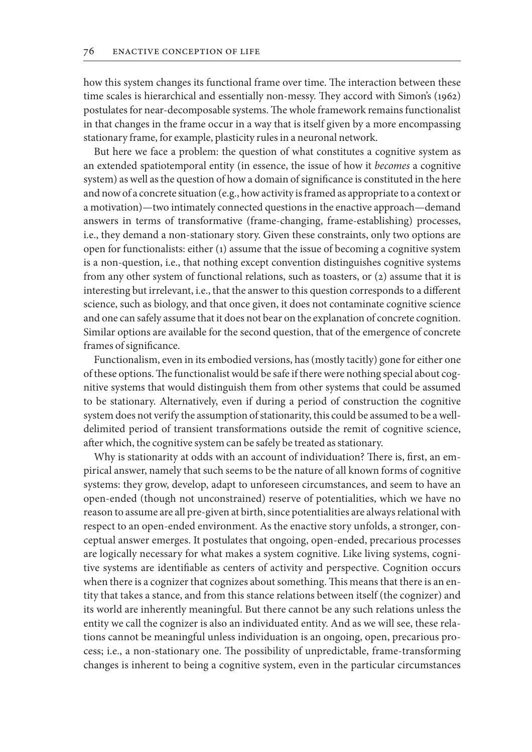how this system changes its functional frame over time. The interaction between these time scales is hierarchical and essentially non-messy. They accord with Simon's (1962) postulates for near-decomposable systems. The whole framework remains functionalist in that changes in the frame occur in a way that is itself given by a more encompassing stationary frame, for example, plasticity rules in a neuronal network.

But here we face a problem: the question of what constitutes a cognitive system as an extended spatiotemporal entity (in essence, the issue of how it *becomes* a cognitive system) as well as the question of how a domain of significance is constituted in the here and now of a concrete situation (e.g., how activity is framed as appropriate to a context or a motivation)—two intimately connected questions in the enactive approach—demand answers in terms of transformative (frame-changing, frame-establishing) processes, i.e., they demand a non-stationary story. Given these constraints, only two options are open for functionalists: either (1) assume that the issue of becoming a cognitive system is a non-question, i.e., that nothing except convention distinguishes cognitive systems from any other system of functional relations, such as toasters, or (2) assume that it is interesting but irrelevant, i.e., that the answer to this question corresponds to a different science, such as biology, and that once given, it does not contaminate cognitive science and one can safely assume that it does not bear on the explanation of concrete cognition. Similar options are available for the second question, that of the emergence of concrete frames of significance.

Functionalism, even in its embodied versions, has (mostly tacitly) gone for either one of these options. The functionalist would be safe if there were nothing special about cognitive systems that would distinguish them from other systems that could be assumed to be stationary. Alternatively, even if during a period of construction the cognitive system does not verify the assumption of stationarity, this could be assumed to be a well-delimited period of transient transformations outside the remit of cognitive science, after which, the cognitive system can be safely be treated as stationary.

Why is stationarity at odds with an account of individuation? There is, first, an empirical answer, namely that such seems to be the nature of all known forms of cognitive systems: they grow, develop, adapt to unforeseen circumstances, and seem to have an open-ended (though not unconstrained) reserve of potentialities, which we have no reason to assume are all pre-given at birth, since potentialities are always relational with respect to an open-ended environment. As the enactive story unfolds, a stronger, conceptual answer emerges. It postulates that ongoing, open-ended, precarious processes are logically necessary for what makes a system cognitive. Like living systems, cognitive systems are identifiable as centers of activity and perspective. Cognition occurs when there is a cognizer that cognizes about something. This means that there is an entity that takes a stance, and from this stance relations between itself (the cognizer) and its world are inherently meaningful. But there cannot be any such relations unless the entity we call the cognizer is also an individuated entity. And as we will see, these relations cannot be meaningful unless individuation is an ongoing, open, precarious process; i.e., a non-stationary one. The possibility of unpredictable, frame-transforming changes is inherent to being a cognitive system, even in the particular circumstances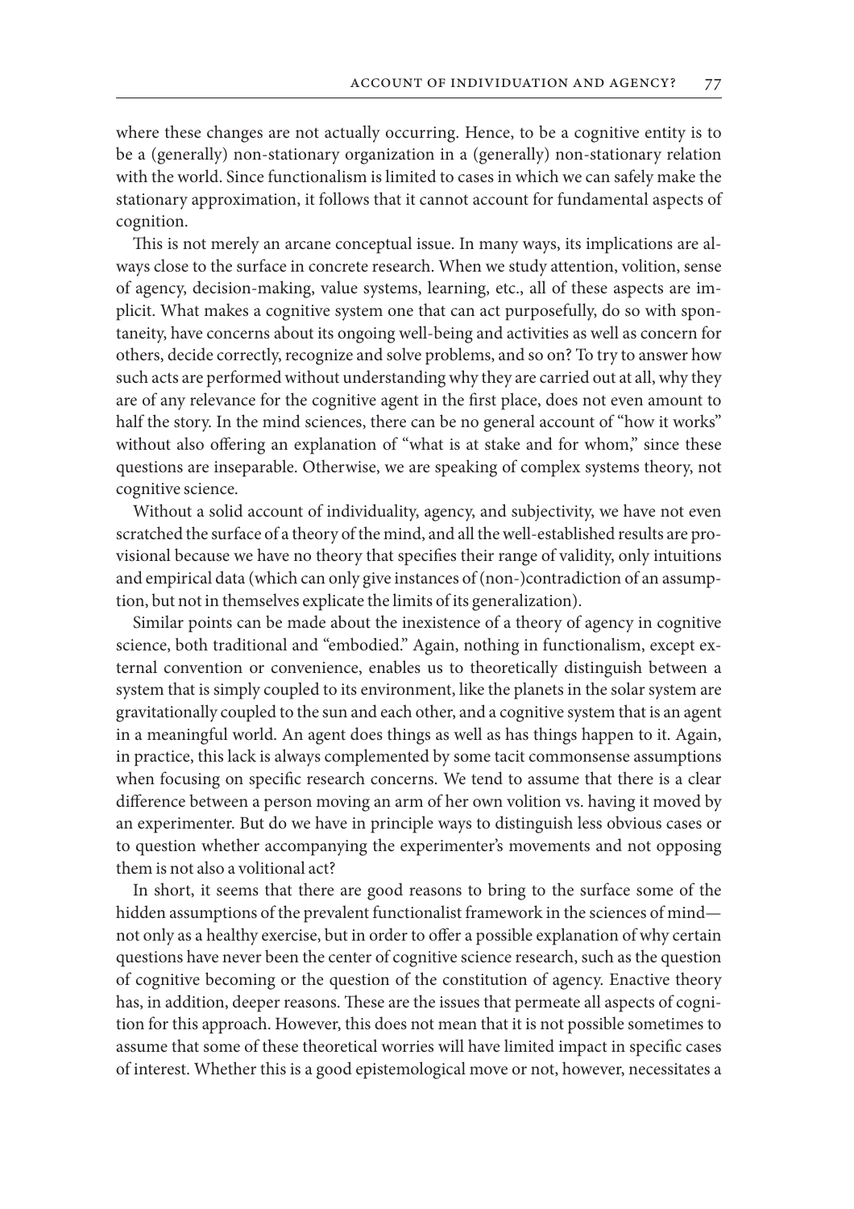where these changes are not actually occurring. Hence, to be a cognitive entity is to be a (generally) non-stationary organization in a (generally) non-stationary relation with the world. Since functionalism is limited to cases in which we can safely make the stationary approximation, it follows that it cannot account for fundamental aspects of cognition.

This is not merely an arcane conceptual issue. In many ways, its implications are always close to the surface in concrete research. When we study attention, volition, sense of agency, decision-making, value systems, learning, etc., all of these aspects are implicit. What makes a cognitive system one that can act purposefully, do so with spontaneity, have concerns about its ongoing well-being and activities as well as concern for others, decide correctly, recognize and solve problems, and so on? To try to answer how such acts are performed without understanding why they are carried out at all, why they are of any relevance for the cognitive agent in the first place, does not even amount to half the story. In the mind sciences, there can be no general account of "how it works" without also offering an explanation of "what is at stake and for whom," since these questions are inseparable. Otherwise, we are speaking of complex systems theory, not cognitive science.

Without a solid account of individuality, agency, and subjectivity, we have not even scratched the surface of a theory of the mind, and all the well-established results are provisional because we have no theory that specifies their range of validity, only intuitions and empirical data (which can only give instances of (non-)contradiction of an assumption, but not in themselves explicate the limits of its generalization).

Similar points can be made about the inexistence of a theory of agency in cognitive science, both traditional and "embodied." Again, nothing in functionalism, except external convention or convenience, enables us to theoretically distinguish between a system that is simply coupled to its environment, like the planets in the solar system are gravitationally coupled to the sun and each other, and a cognitive system that is an agent in a meaningful world. An agent does things as well as has things happen to it. Again, in practice, this lack is always complemented by some tacit commonsense assumptions when focusing on specific research concerns. We tend to assume that there is a clear difference between a person moving an arm of her own volition vs. having it moved by an experimenter. But do we have in principle ways to distinguish less obvious cases or to question whether accompanying the experimenter's movements and not opposing them is not also a volitional act?

In short, it seems that there are good reasons to bring to the surface some of the hidden assumptions of the prevalent functionalist framework in the sciences of mind—not only as a healthy exercise, but in order to offer a possible explanation of why certain questions have never been the center of cognitive science research, such as the question of cognitive becoming or the question of the constitution of agency. Enactive theory has, in addition, deeper reasons. These are the issues that permeate all aspects of cognition for this approach. However, this does not mean that it is not possible sometimes to assume that some of these theoretical worries will have limited impact in specific cases of interest. Whether this is a good epistemological move or not, however, necessitates a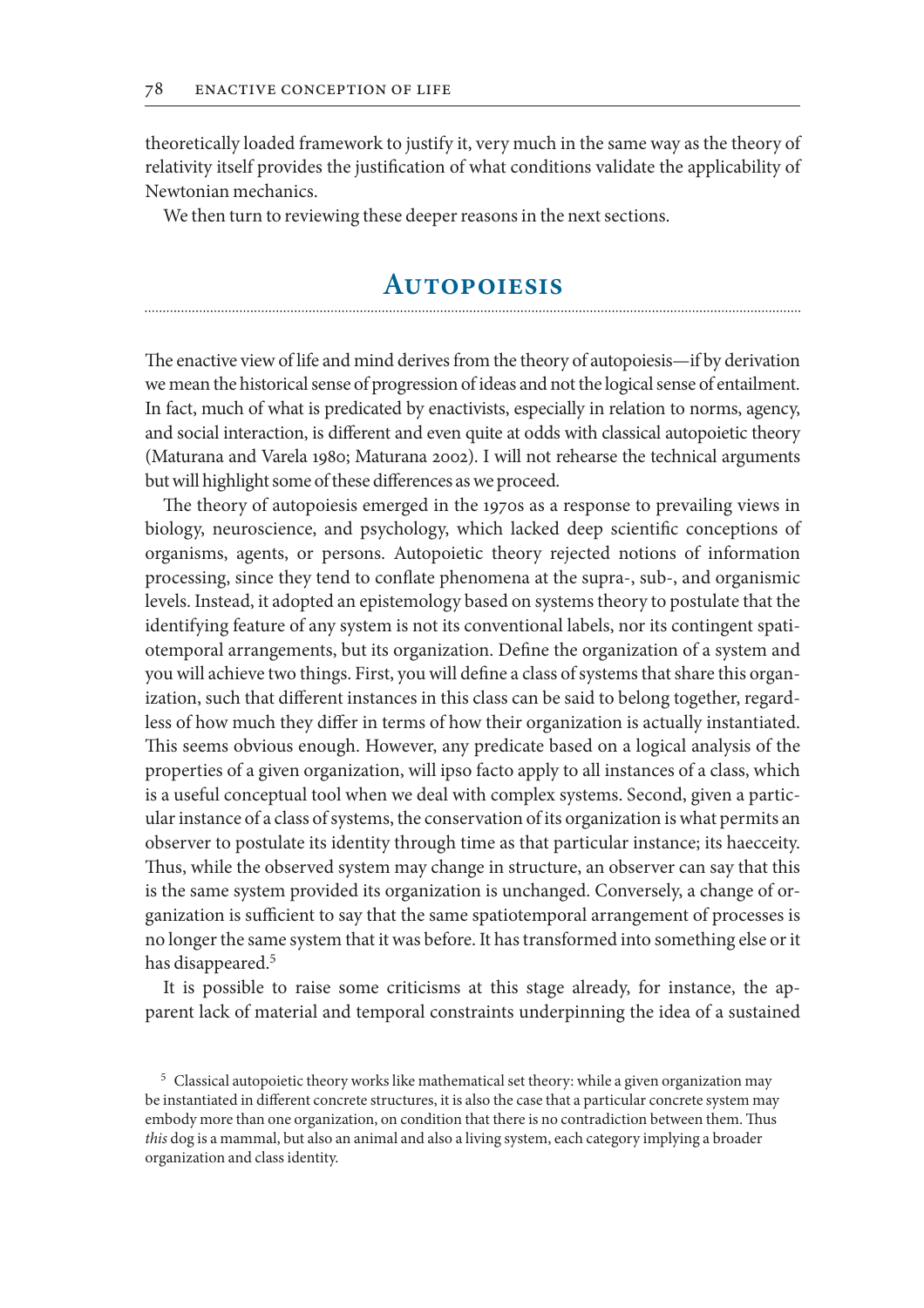theoretically loaded framework to justify it, very much in the same way as the theory of relativity itself provides the justification of what conditions validate the applicability of Newtonian mechanics.

We then turn to reviewing these deeper reasons in the next sections.

## Autopoiesis

The enactive view of life and mind derives from the theory of autopoiesis—if by derivation we mean the historical sense of progression of ideas and not the logical sense of entailment. In fact, much of what is predicated by enactivists, especially in relation to norms, agency, and social interaction, is different and even quite at odds with classical autopoietic theory (Maturana and Varela 1980; Maturana 2002). I will not rehearse the technical arguments but will highlight some of these differences as we proceed.

The theory of autopoiesis emerged in the 1970s as a response to prevailing views in biology, neuroscience, and psychology, which lacked deep scientific conceptions of organisms, agents, or persons. Autopoietic theory rejected notions of information processing, since they tend to conflate phenomena at the supra-, sub-, and organismic levels. Instead, it adopted an epistemology based on systems theory to postulate that the identifying feature of any system is not its conventional labels, nor its contingent spatiotemporal arrangements, but its organization. Define the organization of a system and you will achieve two things. First, you will define a class of systems that share this organization, such that different instances in this class can be said to belong together, regardless of how much they differ in terms of how their organization is actually instantiated. This seems obvious enough. However, any predicate based on a logical analysis of the properties of a given organization, will ipso facto apply to all instances of a class, which is a useful conceptual tool when we deal with complex systems. Second, given a particular instance of a class of systems, the conservation of its organization is what permits an observer to postulate its identity through time as that particular instance; its haecceity. Thus, while the observed system may change in structure, an observer can say that this is the same system provided its organization is unchanged. Conversely, a change of organization is sufficient to say that the same spatiotemporal arrangement of processes is no longer the same system that it was before. It has transformed into something else or it has disappeared.[5]

It is possible to raise some criticisms at this stage already, for instance, the apparent lack of material and temporal constraints underpinning the idea of a sustained

[5] Classical autopoietic theory works like mathematical set theory: while a given organization may be instantiated in different concrete structures, it is also the case that a particular concrete system may embody more than one organization, on condition that there is no contradiction between them. Thus *this* dog is a mammal, but also an animal and also a living system, each category implying a broader organization and class identity.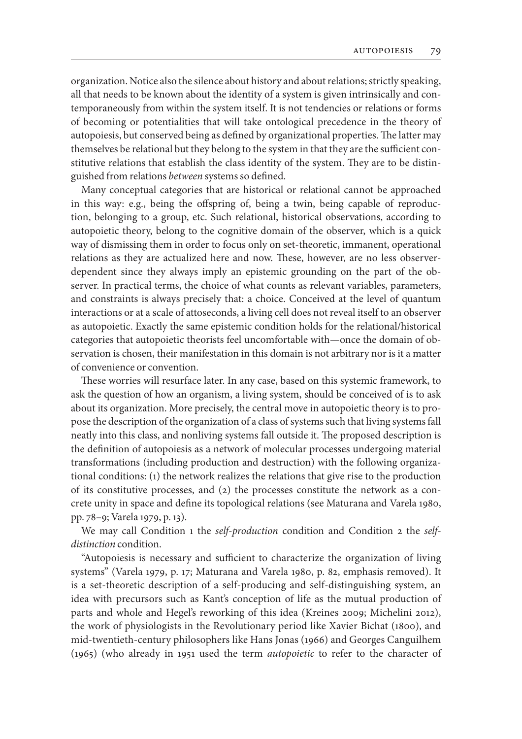organization. Notice also the silence about history and about relations; strictly speaking, all that needs to be known about the identity of a system is given intrinsically and contemporaneously from within the system itself. It is not tendencies or relations or forms of becoming or potentialities that will take ontological precedence in the theory of autopoiesis, but conserved being as defined by organizational properties. The latter may themselves be relational but they belong to the system in that they are the sufficient constitutive relations that establish the class identity of the system. They are to be distinguished from relations *between* systems so defined.

Many conceptual categories that are historical or relational cannot be approached in this way: e.g., being the offspring of, being a twin, being capable of reproduction, belonging to a group, etc. Such relational, historical observations, according to autopoietic theory, belong to the cognitive domain of the observer, which is a quick way of dismissing them in order to focus only on set-theoretic, immanent, operational relations as they are actualized here and now. These, however, are no less observer-dependent since they always imply an epistemic grounding on the part of the observer. In practical terms, the choice of what counts as relevant variables, parameters, and constraints is always precisely that: a choice. Conceived at the level of quantum interactions or at a scale of attoseconds, a living cell does not reveal itself to an observer as autopoietic. Exactly the same epistemic condition holds for the relational/historical categories that autopoietic theorists feel uncomfortable with—once the domain of observation is chosen, their manifestation in this domain is not arbitrary nor is it a matter of convenience or convention.

These worries will resurface later. In any case, based on this systemic framework, to ask the question of how an organism, a living system, should be conceived of is to ask about its organization. More precisely, the central move in autopoietic theory is to propose the description of the organization of a class of systems such that living systems fall neatly into this class, and nonliving systems fall outside it. The proposed description is the definition of autopoiesis as a network of molecular processes undergoing material transformations (including production and destruction) with the following organizational conditions: (1) the network realizes the relations that give rise to the production of its constitutive processes, and (2) the processes constitute the network as a concrete unity in space and define its topological relations (see Maturana and Varela 1980, pp. 78–9; Varela 1979, p. 13).

We may call Condition 1 the *self-production* condition and Condition 2 the *self-distinction* condition.

"Autopoiesis is necessary and sufficient to characterize the organization of living systems" (Varela 1979, p. 17; Maturana and Varela 1980, p. 82, emphasis removed). It is a set-theoretic description of a self-producing and self-distinguishing system, an idea with precursors such as Kant's conception of life as the mutual production of parts and whole and Hegel's reworking of this idea (Kreines 2009; Michelini 2012), the work of physiologists in the Revolutionary period like Xavier Bichat (1800), and mid-twentieth-century philosophers like Hans Jonas (1966) and Georges Canguilhem (1965) (who already in 1951 used the term *autopoietic* to refer to the character of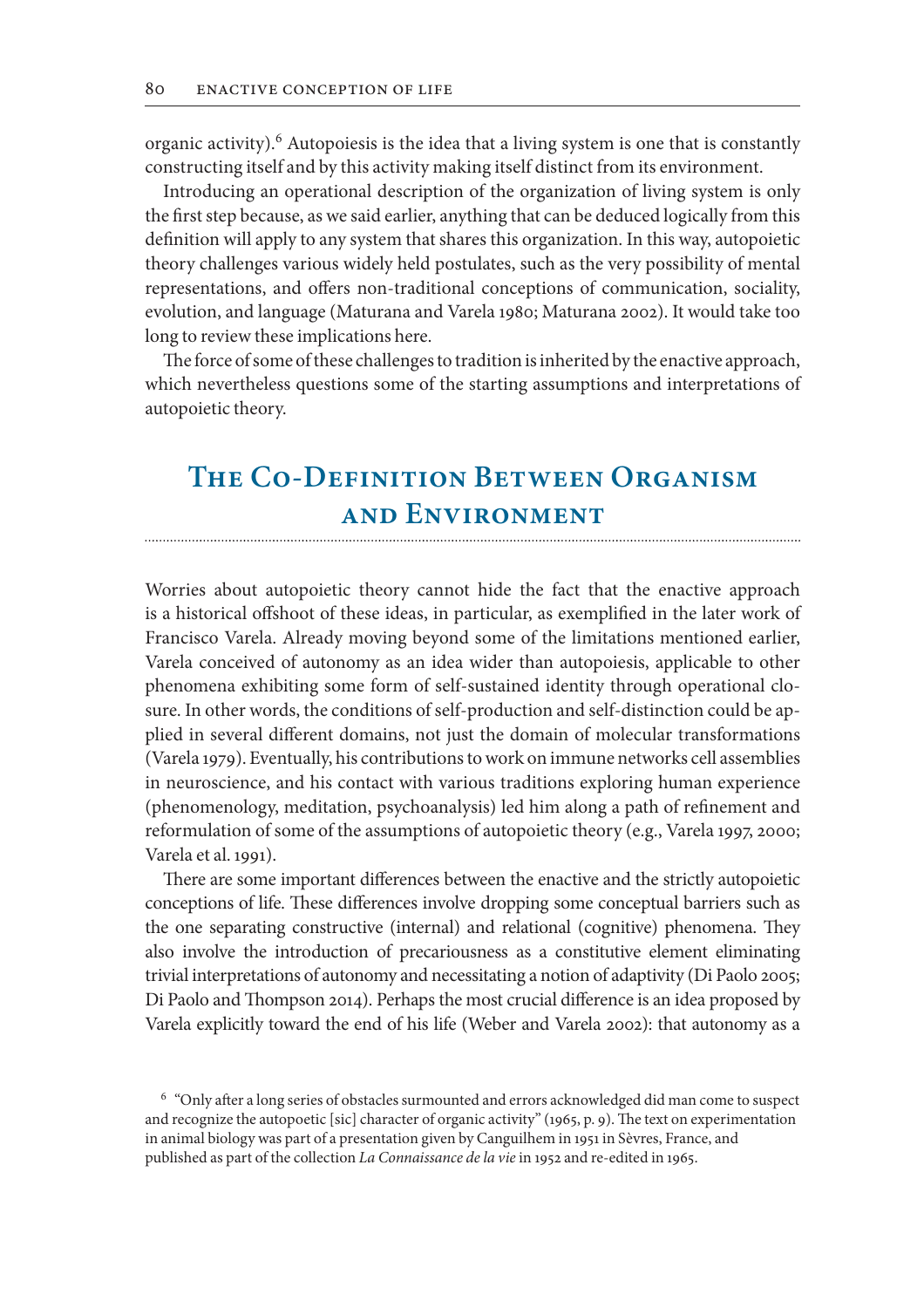organic activity).[6] Autopoiesis is the idea that a living system is one that is constantly constructing itself and by this activity making itself distinct from its environment.

Introducing an operational description of the organization of living system is only the first step because, as we said earlier, anything that can be deduced logically from this definition will apply to any system that shares this organization. In this way, autopoietic theory challenges various widely held postulates, such as the very possibility of mental representations, and offers non-traditional conceptions of communication, sociality, evolution, and language (Maturana and Varela 1980; Maturana 2002). It would take too long to review these implications here.

The force of some of these challenges to tradition is inherited by the enactive approach, which nevertheless questions some of the starting assumptions and interpretations of autopoietic theory.

## The Co-Definition Between Organism and Environment

Worries about autopoietic theory cannot hide the fact that the enactive approach is a historical offshoot of these ideas, in particular, as exemplified in the later work of Francisco Varela. Already moving beyond some of the limitations mentioned earlier, Varela conceived of autonomy as an idea wider than autopoiesis, applicable to other phenomena exhibiting some form of self-sustained identity through operational closure. In other words, the conditions of self-production and self-distinction could be applied in several different domains, not just the domain of molecular transformations (Varela 1979). Eventually, his contributions to work on immune networks cell assemblies in neuroscience, and his contact with various traditions exploring human experience (phenomenology, meditation, psychoanalysis) led him along a path of refinement and reformulation of some of the assumptions of autopoietic theory (e.g., Varela 1997, 2000; Varela et al. 1991).

There are some important differences between the enactive and the strictly autopoietic conceptions of life. These differences involve dropping some conceptual barriers such as the one separating constructive (internal) and relational (cognitive) phenomena. They also involve the introduction of precariousness as a constitutive element eliminating trivial interpretations of autonomy and necessitating a notion of adaptivity (Di Paolo 2005; Di Paolo and Thompson 2014). Perhaps the most crucial difference is an idea proposed by Varela explicitly toward the end of his life (Weber and Varela 2002): that autonomy as a

[6] "Only after a long series of obstacles surmounted and errors acknowledged did man come to suspect and recognize the autopoetic [sic] character of organic activity" (1965, p. 9). The text on experimentation in animal biology was part of a presentation given by Canguilhem in 1951 in Sèvres, France, and published as part of the collection *La Connaissance de la vie* in 1952 and re-edited in 1965.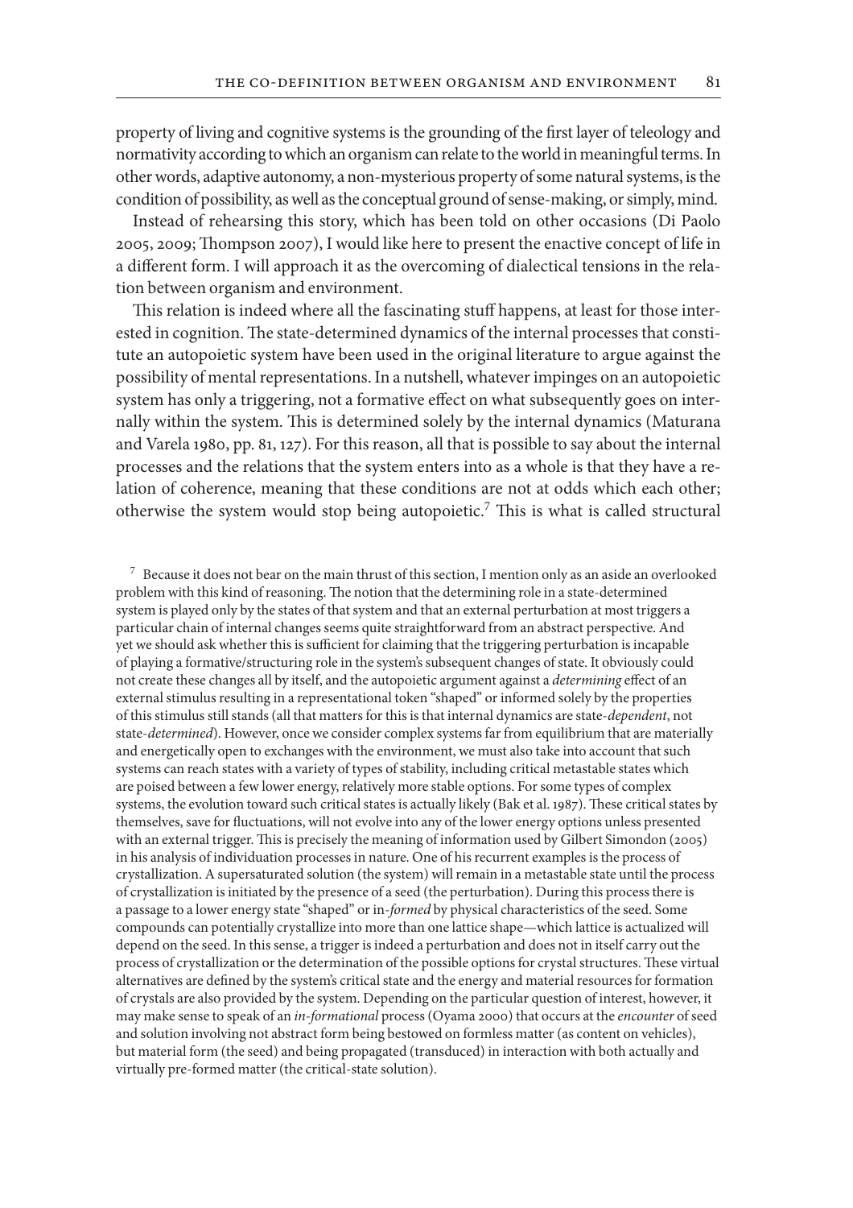property of living and cognitive systems is the grounding of the first layer of teleology and normativity according to which an organism can relate to the world in meaningful terms. In other words, adaptive autonomy, a non-mysterious property of some natural systems, is the condition of possibility, as well as the conceptual ground of sense-making, or simply, mind.

Instead of rehearsing this story, which has been told on other occasions (Di Paolo 2005, 2009; Thompson 2007), I would like here to present the enactive concept of life in a different form. I will approach it as the overcoming of dialectical tensions in the relation between organism and environment.

This relation is indeed where all the fascinating stuff happens, at least for those interested in cognition. The state-determined dynamics of the internal processes that constitute an autopoietic system have been used in the original literature to argue against the possibility of mental representations. In a nutshell, whatever impinges on an autopoietic system has only a triggering, not a formative effect on what subsequently goes on internally within the system. This is determined solely by the internal dynamics (Maturana and Varela 1980, pp. 81, 127). For this reason, all that is possible to say about the internal processes and the relations that the system enters into as a whole is that they have a relation of coherence, meaning that these conditions are not at odds which each other; otherwise the system would stop being autopoietic.[7] This is what is called structural

[7] Because it does not bear on the main thrust of this section, I mention only as an aside an overlooked problem with this kind of reasoning. The notion that the determining role in a state-determined system is played only by the states of that system and that an external perturbation at most triggers a particular chain of internal changes seems quite straightforward from an abstract perspective. And yet we should ask whether this is sufficient for claiming that the triggering perturbation is incapable of playing a formative/structuring role in the system's subsequent changes of state. It obviously could not create these changes all by itself, and the autopoietic argument against a *determining* effect of an external stimulus resulting in a representational token "shaped" or informed solely by the properties of this stimulus still stands (all that matters for this is that internal dynamics are state-*dependent*, not state-*determined*). However, once we consider complex systems far from equilibrium that are materially and energetically open to exchanges with the environment, we must also take into account that such systems can reach states with a variety of types of stability, including critical metastable states which are poised between a few lower energy, relatively more stable options. For some types of complex systems, the evolution toward such critical states is actually likely (Bak et al. 1987). These critical states by themselves, save for fluctuations, will not evolve into any of the lower energy options unless presented with an external trigger. This is precisely the meaning of information used by Gilbert Simondon (2005) in his analysis of individuation processes in nature. One of his recurrent examples is the process of crystallization. A supersaturated solution (the system) will remain in a metastable state until the process of crystallization is initiated by the presence of a seed (the perturbation). During this process there is a passage to a lower energy state "shaped" or in-*formed* by physical characteristics of the seed. Some compounds can potentially crystallize into more than one lattice shape—which lattice is actualized will depend on the seed. In this sense, a trigger is indeed a perturbation and does not in itself carry out the process of crystallization or the determination of the possible options for crystal structures. These virtual alternatives are defined by the system's critical state and the energy and material resources for formation of crystals are also provided by the system. Depending on the particular question of interest, however, it may make sense to speak of an *in-formational* process (Oyama 2000) that occurs at the *encounter* of seed and solution involving not abstract form being bestowed on formless matter (as content on vehicles), but material form (the seed) and being propagated (transduced) in interaction with both actually and virtually pre-formed matter (the critical-state solution).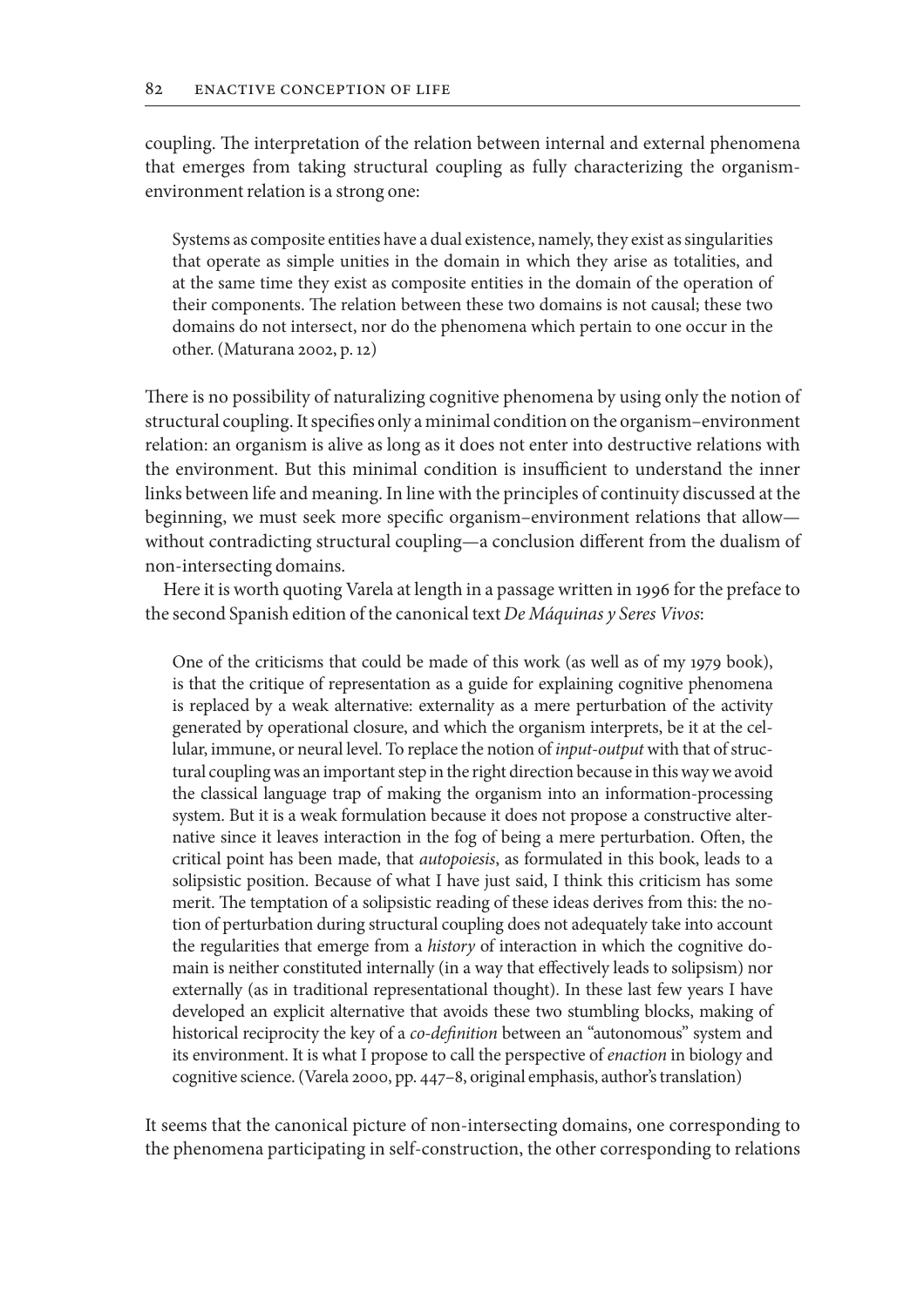coupling. The interpretation of the relation between internal and external phenomena that emerges from taking structural coupling as fully characterizing the organism-environment relation is a strong one:

> Systems as composite entities have a dual existence, namely, they exist as singularities that operate as simple unities in the domain in which they arise as totalities, and at the same time they exist as composite entities in the domain of the operation of their components. The relation between these two domains is not causal; these two domains do not intersect, nor do the phenomena which pertain to one occur in the other. (Maturana 2002, p. 12)

There is no possibility of naturalizing cognitive phenomena by using only the notion of structural coupling. It specifies only a minimal condition on the organism–environment relation: an organism is alive as long as it does not enter into destructive relations with the environment. But this minimal condition is insufficient to understand the inner links between life and meaning. In line with the principles of continuity discussed at the beginning, we must seek more specific organism–environment relations that allow—without contradicting structural coupling—a conclusion different from the dualism of non-intersecting domains.

Here it is worth quoting Varela at length in a passage written in 1996 for the preface to the second Spanish edition of the canonical text *De Máquinas y Seres Vivos*:

> One of the criticisms that could be made of this work (as well as of my 1979 book), is that the critique of representation as a guide for explaining cognitive phenomena is replaced by a weak alternative: externality as a mere perturbation of the activity generated by operational closure, and which the organism interprets, be it at the cellular, immune, or neural level. To replace the notion of *input-output* with that of structural coupling was an important step in the right direction because in this way we avoid the classical language trap of making the organism into an information-processing system. But it is a weak formulation because it does not propose a constructive alternative since it leaves interaction in the fog of being a mere perturbation. Often, the critical point has been made, that *autopoiesis*, as formulated in this book, leads to a solipsistic position. Because of what I have just said, I think this criticism has some merit. The temptation of a solipsistic reading of these ideas derives from this: the notion of perturbation during structural coupling does not adequately take into account the regularities that emerge from a *history* of interaction in which the cognitive domain is neither constituted internally (in a way that effectively leads to solipsism) nor externally (as in traditional representational thought). In these last few years I have developed an explicit alternative that avoids these two stumbling blocks, making of historical reciprocity the key of a *co-definition* between an "autonomous" system and its environment. It is what I propose to call the perspective of *enaction* in biology and cognitive science. (Varela 2000, pp. 447–8, original emphasis, author's translation)

It seems that the canonical picture of non-intersecting domains, one corresponding to the phenomena participating in self-construction, the other corresponding to relations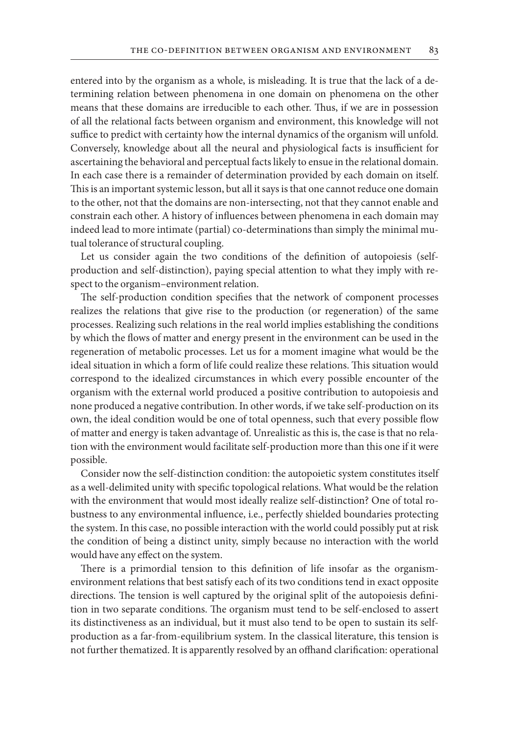entered into by the organism as a whole, is misleading. It is true that the lack of a determining relation between phenomena in one domain on phenomena on the other means that these domains are irreducible to each other. Thus, if we are in possession of all the relational facts between organism and environment, this knowledge will not suffice to predict with certainty how the internal dynamics of the organism will unfold. Conversely, knowledge about all the neural and physiological facts is insufficient for ascertaining the behavioral and perceptual facts likely to ensue in the relational domain. In each case there is a remainder of determination provided by each domain on itself. This is an important systemic lesson, but all it says is that one cannot reduce one domain to the other, not that the domains are non-intersecting, not that they cannot enable and constrain each other. A history of influences between phenomena in each domain may indeed lead to more intimate (partial) co-determinations than simply the minimal mutual tolerance of structural coupling.

Let us consider again the two conditions of the definition of autopoiesis (self-production and self-distinction), paying special attention to what they imply with respect to the organism–environment relation.

The self-production condition specifies that the network of component processes realizes the relations that give rise to the production (or regeneration) of the same processes. Realizing such relations in the real world implies establishing the conditions by which the flows of matter and energy present in the environment can be used in the regeneration of metabolic processes. Let us for a moment imagine what would be the ideal situation in which a form of life could realize these relations. This situation would correspond to the idealized circumstances in which every possible encounter of the organism with the external world produced a positive contribution to autopoiesis and none produced a negative contribution. In other words, if we take self-production on its own, the ideal condition would be one of total openness, such that every possible flow of matter and energy is taken advantage of. Unrealistic as this is, the case is that no relation with the environment would facilitate self-production more than this one if it were possible.

Consider now the self-distinction condition: the autopoietic system constitutes itself as a well-delimited unity with specific topological relations. What would be the relation with the environment that would most ideally realize self-distinction? One of total robustness to any environmental influence, i.e., perfectly shielded boundaries protecting the system. In this case, no possible interaction with the world could possibly put at risk the condition of being a distinct unity, simply because no interaction with the world would have any effect on the system.

There is a primordial tension to this definition of life insofar as the organism-environment relations that best satisfy each of its two conditions tend in exact opposite directions. The tension is well captured by the original split of the autopoiesis definition in two separate conditions. The organism must tend to be self-enclosed to assert its distinctiveness as an individual, but it must also tend to be open to sustain its self-production as a far-from-equilibrium system. In the classical literature, this tension is not further thematized. It is apparently resolved by an offhand clarification: operational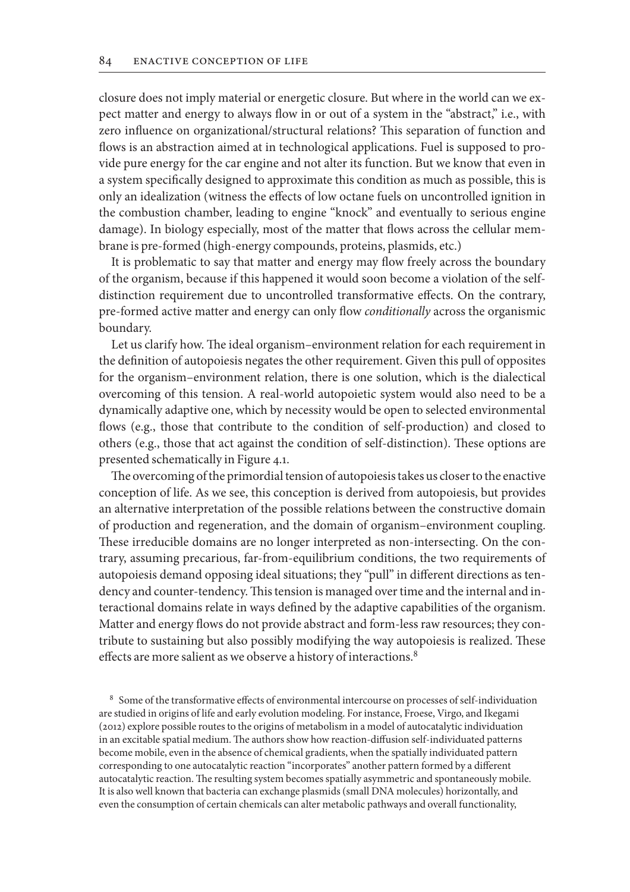closure does not imply material or energetic closure. But where in the world can we expect matter and energy to always flow in or out of a system in the "abstract," i.e., with zero influence on organizational/structural relations? This separation of function and flows is an abstraction aimed at in technological applications. Fuel is supposed to provide pure energy for the car engine and not alter its function. But we know that even in a system specifically designed to approximate this condition as much as possible, this is only an idealization (witness the effects of low octane fuels on uncontrolled ignition in the combustion chamber, leading to engine "knock" and eventually to serious engine damage). In biology especially, most of the matter that flows across the cellular membrane is pre-formed (high-energy compounds, proteins, plasmids, etc.)

It is problematic to say that matter and energy may flow freely across the boundary of the organism, because if this happened it would soon become a violation of the self-distinction requirement due to uncontrolled transformative effects. On the contrary, pre-formed active matter and energy can only flow *conditionally* across the organismic boundary.

Let us clarify how. The ideal organism–environment relation for each requirement in the definition of autopoiesis negates the other requirement. Given this pull of opposites for the organism–environment relation, there is one solution, which is the dialectical overcoming of this tension. A real-world autopoietic system would also need to be a dynamically adaptive one, which by necessity would be open to selected environmental flows (e.g., those that contribute to the condition of self-production) and closed to others (e.g., those that act against the condition of self-distinction). These options are presented schematically in Figure 4.1.

The overcoming of the primordial tension of autopoiesis takes us closer to the enactive conception of life. As we see, this conception is derived from autopoiesis, but provides an alternative interpretation of the possible relations between the constructive domain of production and regeneration, and the domain of organism–environment coupling. These irreducible domains are no longer interpreted as non-intersecting. On the contrary, assuming precarious, far-from-equilibrium conditions, the two requirements of autopoiesis demand opposing ideal situations; they "pull" in different directions as tendency and counter-tendency. This tension is managed over time and the internal and interactional domains relate in ways defined by the adaptive capabilities of the organism. Matter and energy flows do not provide abstract and form-less raw resources; they contribute to sustaining but also possibly modifying the way autopoiesis is realized. These effects are more salient as we observe a history of interactions.[8]

[8] Some of the transformative effects of environmental intercourse on processes of self-individuation are studied in origins of life and early evolution modeling. For instance, Froese, Virgo, and Ikegami (2012) explore possible routes to the origins of metabolism in a model of autocatalytic individuation in an excitable spatial medium. The authors show how reaction-diffusion self-individuated patterns become mobile, even in the absence of chemical gradients, when the spatially individuated pattern corresponding to one autocatalytic reaction "incorporates" another pattern formed by a different autocatalytic reaction. The resulting system becomes spatially asymmetric and spontaneously mobile. It is also well known that bacteria can exchange plasmids (small DNA molecules) horizontally, and even the consumption of certain chemicals can alter metabolic pathways and overall functionality,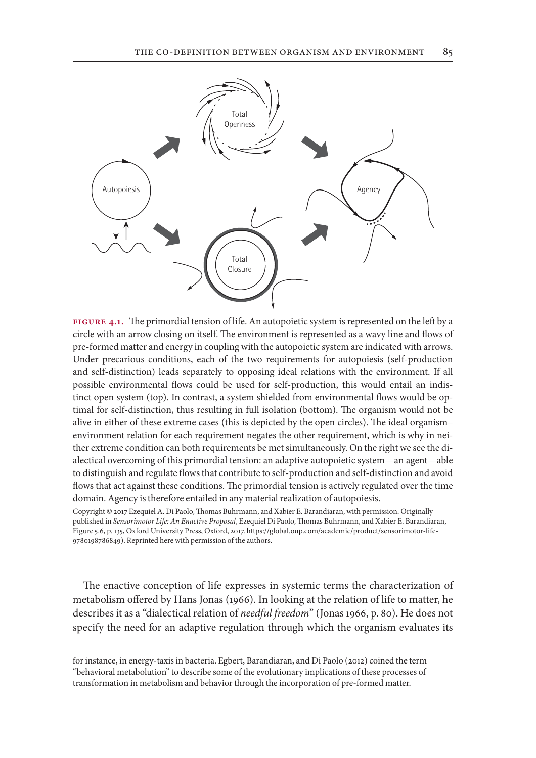**FIGURE 4.1.** The primordial tension of life. An autopoietic system is represented on the left by a circle with an arrow closing on itself. The environment is represented as a wavy line and flows of pre-formed matter and energy in coupling with the autopoietic system are indicated with arrows. Under precarious conditions, each of the two requirements for autopoiesis (self-production and self-distinction) leads separately to opposing ideal relations with the environment. If all possible environmental flows could be used for self-production, this would entail an indistinct open system (top). In contrast, a system shielded from environmental flows would be optimal for self-distinction, thus resulting in full isolation (bottom). The organism would not be alive in either of these extreme cases (this is depicted by the open circles). The ideal organism–environment relation for each requirement negates the other requirement, which is why in neither extreme condition can both requirements be met simultaneously. On the right we see the dialectical overcoming of this primordial tension: an adaptive autopoietic system—an agent—able to distinguish and regulate flows that contribute to self-production and self-distinction and avoid flows that act against these conditions. The primordial tension is actively regulated over the time domain. Agency is therefore entailed in any material realization of autopoiesis.

Copyright © 2017 Ezequiel A. Di Paolo, Thomas Buhrmann, and Xabier E. Barandiaran, with permission. Originally published in *Sensorimotor Life: An Enactive Proposal*, Ezequiel Di Paolo, Thomas Buhrmann, and Xabier E. Barandiaran, Figure 5.6, p. 135, Oxford University Press, Oxford, 2017. https://global.oup.com/academic/product/sensorimotor-life-9780198786849). Reprinted here with permission of the authors.

The enactive conception of life expresses in systemic terms the characterization of metabolism offered by Hans Jonas (1966). In looking at the relation of life to matter, he describes it as a "dialectical relation of *needful freedom*" (Jonas 1966, p. 80). He does not specify the need for an adaptive regulation through which the organism evaluates its

for instance, in energy-taxis in bacteria. Egbert, Barandiaran, and Di Paolo (2012) coined the term "behavioral metabolution" to describe some of the evolutionary implications of these processes of transformation in metabolism and behavior through the incorporation of pre-formed matter.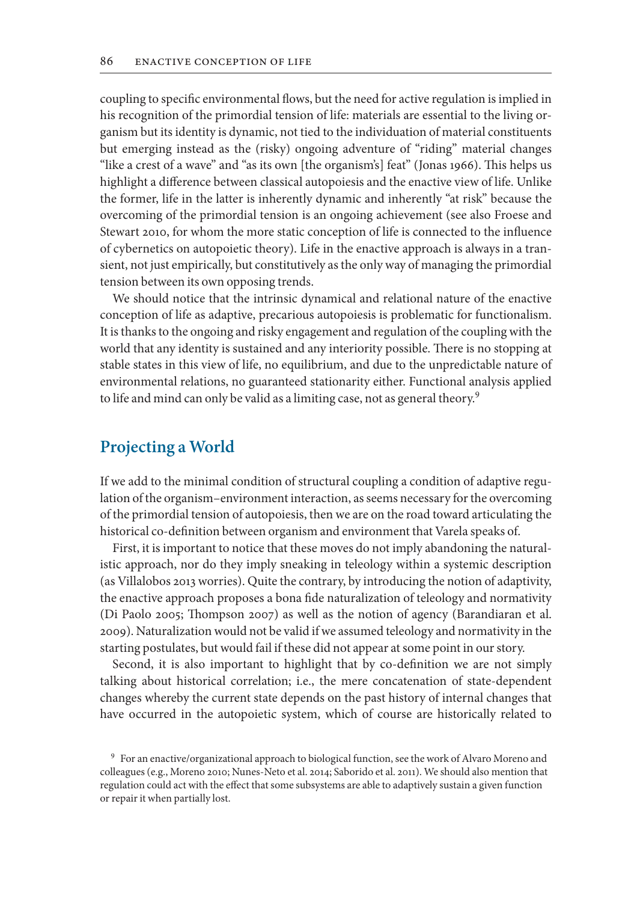coupling to specific environmental flows, but the need for active regulation is implied in his recognition of the primordial tension of life: materials are essential to the living organism but its identity is dynamic, not tied to the individuation of material constituents but emerging instead as the (risky) ongoing adventure of "riding" material changes "like a crest of a wave" and "as its own [the organism's] feat" (Jonas 1966). This helps us highlight a difference between classical autopoiesis and the enactive view of life. Unlike the former, life in the latter is inherently dynamic and inherently "at risk" because the overcoming of the primordial tension is an ongoing achievement (see also Froese and Stewart 2010, for whom the more static conception of life is connected to the influence of cybernetics on autopoietic theory). Life in the enactive approach is always in a transient, not just empirically, but constitutively as the only way of managing the primordial tension between its own opposing trends.

We should notice that the intrinsic dynamical and relational nature of the enactive conception of life as adaptive, precarious autopoiesis is problematic for functionalism. It is thanks to the ongoing and risky engagement and regulation of the coupling with the world that any identity is sustained and any interiority possible. There is no stopping at stable states in this view of life, no equilibrium, and due to the unpredictable nature of environmental relations, no guaranteed stationarity either. Functional analysis applied to life and mind can only be valid as a limiting case, not as general theory.[9]

## Projecting a World

If we add to the minimal condition of structural coupling a condition of adaptive regulation of the organism–environment interaction, as seems necessary for the overcoming of the primordial tension of autopoiesis, then we are on the road toward articulating the historical co-definition between organism and environment that Varela speaks of.

First, it is important to notice that these moves do not imply abandoning the naturalistic approach, nor do they imply sneaking in teleology within a systemic description (as Villalobos 2013 worries). Quite the contrary, by introducing the notion of adaptivity, the enactive approach proposes a bona fide naturalization of teleology and normativity (Di Paolo 2005; Thompson 2007) as well as the notion of agency (Barandiaran et al. 2009). Naturalization would not be valid if we assumed teleology and normativity in the starting postulates, but would fail if these did not appear at some point in our story.

Second, it is also important to highlight that by co-definition we are not simply talking about historical correlation; i.e., the mere concatenation of state-dependent changes whereby the current state depends on the past history of internal changes that have occurred in the autopoietic system, which of course are historically related to

[9] For an enactive/organizational approach to biological function, see the work of Alvaro Moreno and colleagues (e.g., Moreno 2010; Nunes-Neto et al. 2014; Saborido et al. 2011). We should also mention that regulation could act with the effect that some subsystems are able to adaptively sustain a given function or repair it when partially lost.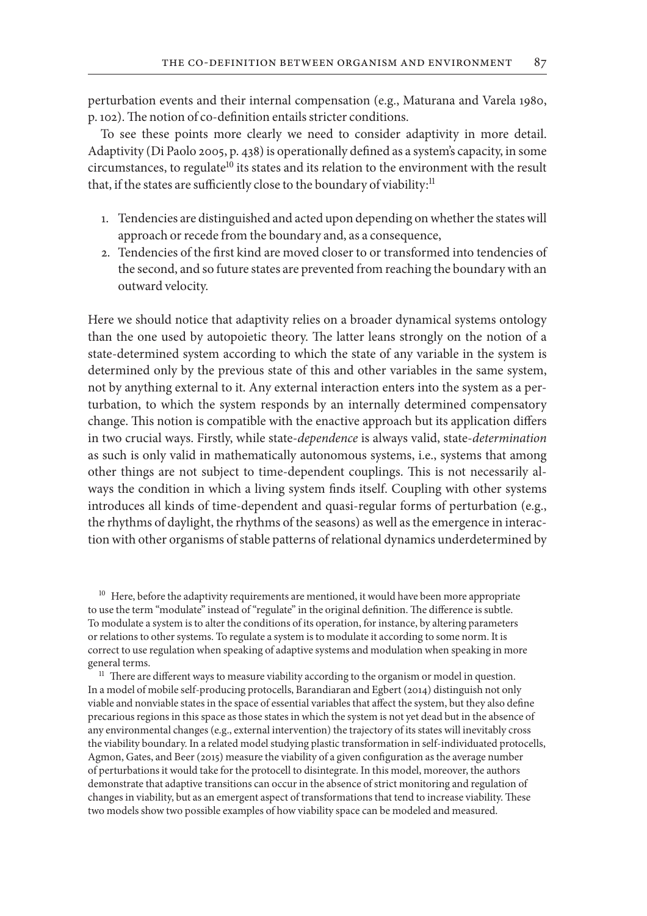perturbation events and their internal compensation (e.g., Maturana and Varela 1980, p. 102). The notion of co-definition entails stricter conditions.

To see these points more clearly we need to consider adaptivity in more detail. Adaptivity (Di Paolo 2005, p. 438) is operationally defined as a system's capacity, in some circumstances, to regulate[10] its states and its relation to the environment with the result that, if the states are sufficiently close to the boundary of viability:[11]

1. Tendencies are distinguished and acted upon depending on whether the states will approach or recede from the boundary and, as a consequence,
2. Tendencies of the first kind are moved closer to or transformed into tendencies of the second, and so future states are prevented from reaching the boundary with an outward velocity.

Here we should notice that adaptivity relies on a broader dynamical systems ontology than the one used by autopoietic theory. The latter leans strongly on the notion of a state-determined system according to which the state of any variable in the system is determined only by the previous state of this and other variables in the same system, not by anything external to it. Any external interaction enters into the system as a perturbation, to which the system responds by an internally determined compensatory change. This notion is compatible with the enactive approach but its application differs in two crucial ways. Firstly, while state-*dependence* is always valid, state-*determination* as such is only valid in mathematically autonomous systems, i.e., systems that among other things are not subject to time-dependent couplings. This is not necessarily always the condition in which a living system finds itself. Coupling with other systems introduces all kinds of time-dependent and quasi-regular forms of perturbation (e.g., the rhythms of daylight, the rhythms of the seasons) as well as the emergence in interaction with other organisms of stable patterns of relational dynamics underdetermined by

[10] Here, before the adaptivity requirements are mentioned, it would have been more appropriate to use the term "modulate" instead of "regulate" in the original definition. The difference is subtle. To modulate a system is to alter the conditions of its operation, for instance, by altering parameters or relations to other systems. To regulate a system is to modulate it according to some norm. It is correct to use regulation when speaking of adaptive systems and modulation when speaking in more general terms.

[11] There are different ways to measure viability according to the organism or model in question. In a model of mobile self-producing protocells, Barandiaran and Egbert (2014) distinguish not only viable and nonviable states in the space of essential variables that affect the system, but they also define precarious regions in this space as those states in which the system is not yet dead but in the absence of any environmental changes (e.g., external intervention) the trajectory of its states will inevitably cross the viability boundary. In a related model studying plastic transformation in self-individuated protocells, Agmon, Gates, and Beer (2015) measure the viability of a given configuration as the average number of perturbations it would take for the protocell to disintegrate. In this model, moreover, the authors demonstrate that adaptive transitions can occur in the absence of strict monitoring and regulation of changes in viability, but as an emergent aspect of transformations that tend to increase viability. These two models show two possible examples of how viability space can be modeled and measured.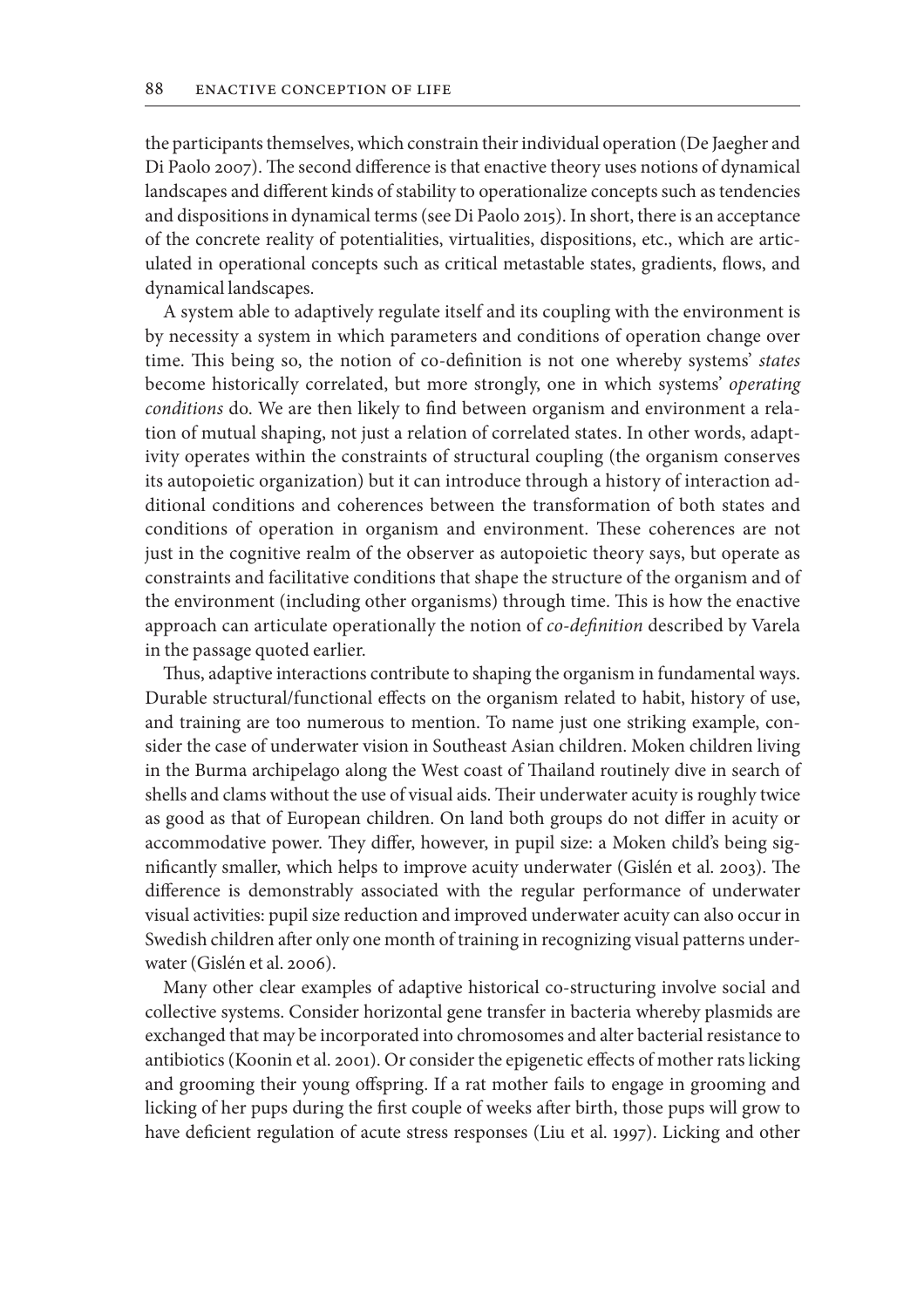the participants themselves, which constrain their individual operation (De Jaegher and Di Paolo 2007). The second difference is that enactive theory uses notions of dynamical landscapes and different kinds of stability to operationalize concepts such as tendencies and dispositions in dynamical terms (see Di Paolo 2015). In short, there is an acceptance of the concrete reality of potentialities, virtualities, dispositions, etc., which are articulated in operational concepts such as critical metastable states, gradients, flows, and dynamical landscapes.

A system able to adaptively regulate itself and its coupling with the environment is by necessity a system in which parameters and conditions of operation change over time. This being so, the notion of co-definition is not one whereby systems' *states* become historically correlated, but more strongly, one in which systems' *operating conditions* do. We are then likely to find between organism and environment a relation of mutual shaping, not just a relation of correlated states. In other words, adaptivity operates within the constraints of structural coupling (the organism conserves its autopoietic organization) but it can introduce through a history of interaction additional conditions and coherences between the transformation of both states and conditions of operation in organism and environment. These coherences are not just in the cognitive realm of the observer as autopoietic theory says, but operate as constraints and facilitative conditions that shape the structure of the organism and of the environment (including other organisms) through time. This is how the enactive approach can articulate operationally the notion of *co-definition* described by Varela in the passage quoted earlier.

Thus, adaptive interactions contribute to shaping the organism in fundamental ways. Durable structural/functional effects on the organism related to habit, history of use, and training are too numerous to mention. To name just one striking example, consider the case of underwater vision in Southeast Asian children. Moken children living in the Burma archipelago along the West coast of Thailand routinely dive in search of shells and clams without the use of visual aids. Their underwater acuity is roughly twice as good as that of European children. On land both groups do not differ in acuity or accommodative power. They differ, however, in pupil size: a Moken child's being significantly smaller, which helps to improve acuity underwater (Gislén et al. 2003). The difference is demonstrably associated with the regular performance of underwater visual activities: pupil size reduction and improved underwater acuity can also occur in Swedish children after only one month of training in recognizing visual patterns underwater (Gislén et al. 2006).

Many other clear examples of adaptive historical co-structuring involve social and collective systems. Consider horizontal gene transfer in bacteria whereby plasmids are exchanged that may be incorporated into chromosomes and alter bacterial resistance to antibiotics (Koonin et al. 2001). Or consider the epigenetic effects of mother rats licking and grooming their young offspring. If a rat mother fails to engage in grooming and licking of her pups during the first couple of weeks after birth, those pups will grow to have deficient regulation of acute stress responses (Liu et al. 1997). Licking and other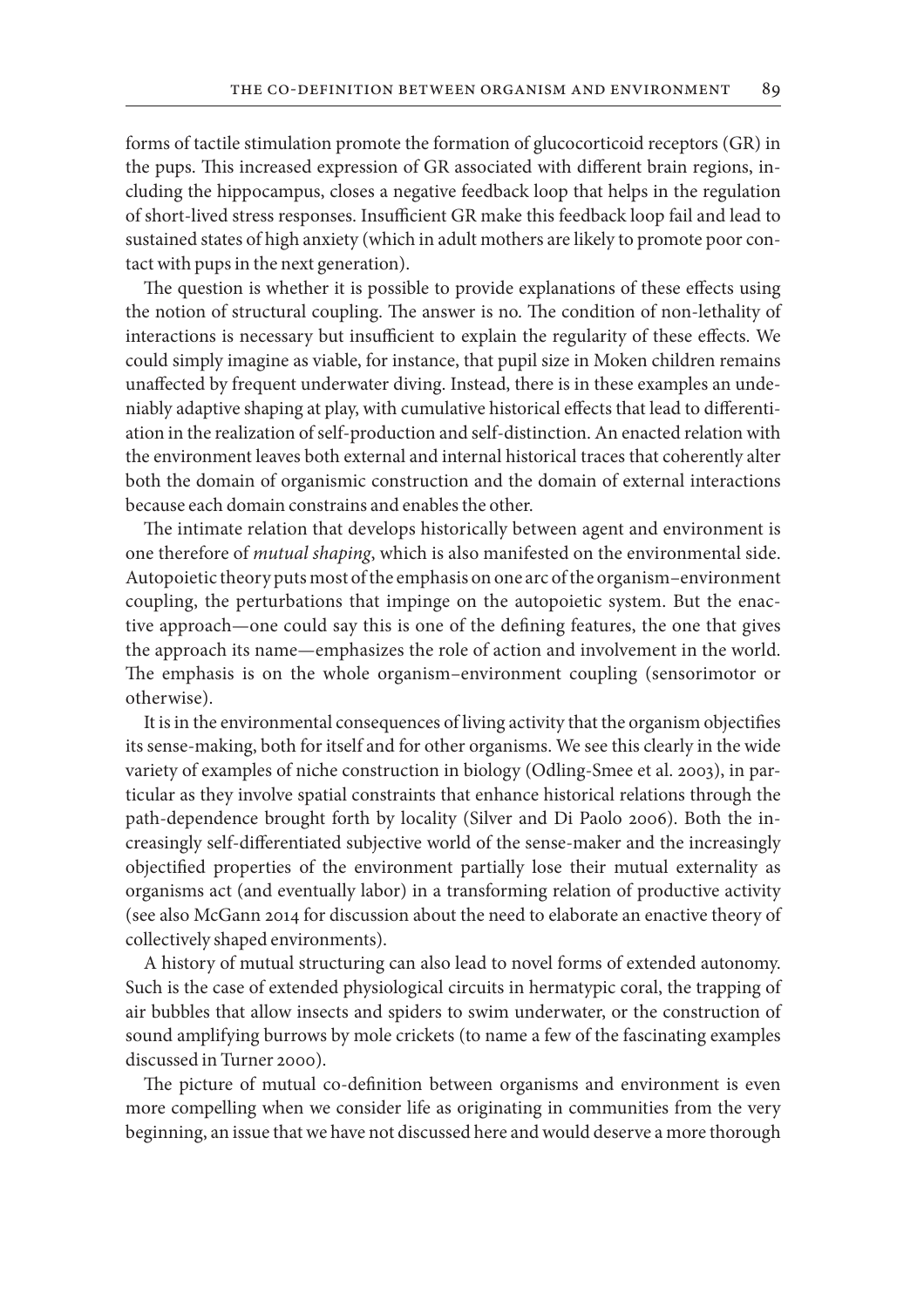forms of tactile stimulation promote the formation of glucocorticoid receptors (GR) in the pups. This increased expression of GR associated with different brain regions, including the hippocampus, closes a negative feedback loop that helps in the regulation of short-lived stress responses. Insufficient GR make this feedback loop fail and lead to sustained states of high anxiety (which in adult mothers are likely to promote poor contact with pups in the next generation).

The question is whether it is possible to provide explanations of these effects using the notion of structural coupling. The answer is no. The condition of non-lethality of interactions is necessary but insufficient to explain the regularity of these effects. We could simply imagine as viable, for instance, that pupil size in Moken children remains unaffected by frequent underwater diving. Instead, there is in these examples an undeniably adaptive shaping at play, with cumulative historical effects that lead to differentiation in the realization of self-production and self-distinction. An enacted relation with the environment leaves both external and internal historical traces that coherently alter both the domain of organismic construction and the domain of external interactions because each domain constrains and enables the other.

The intimate relation that develops historically between agent and environment is one therefore of *mutual shaping*, which is also manifested on the environmental side. Autopoietic theory puts most of the emphasis on one arc of the organism–environment coupling, the perturbations that impinge on the autopoietic system. But the enactive approach—one could say this is one of the defining features, the one that gives the approach its name—emphasizes the role of action and involvement in the world. The emphasis is on the whole organism–environment coupling (sensorimotor or otherwise).

It is in the environmental consequences of living activity that the organism objectifies its sense-making, both for itself and for other organisms. We see this clearly in the wide variety of examples of niche construction in biology (Odling-Smee et al. 2003), in particular as they involve spatial constraints that enhance historical relations through the path-dependence brought forth by locality (Silver and Di Paolo 2006). Both the increasingly self-differentiated subjective world of the sense-maker and the increasingly objectified properties of the environment partially lose their mutual externality as organisms act (and eventually labor) in a transforming relation of productive activity (see also McGann 2014 for discussion about the need to elaborate an enactive theory of collectively shaped environments).

A history of mutual structuring can also lead to novel forms of extended autonomy. Such is the case of extended physiological circuits in hermatypic coral, the trapping of air bubbles that allow insects and spiders to swim underwater, or the construction of sound amplifying burrows by mole crickets (to name a few of the fascinating examples discussed in Turner 2000).

The picture of mutual co-definition between organisms and environment is even more compelling when we consider life as originating in communities from the very beginning, an issue that we have not discussed here and would deserve a more thorough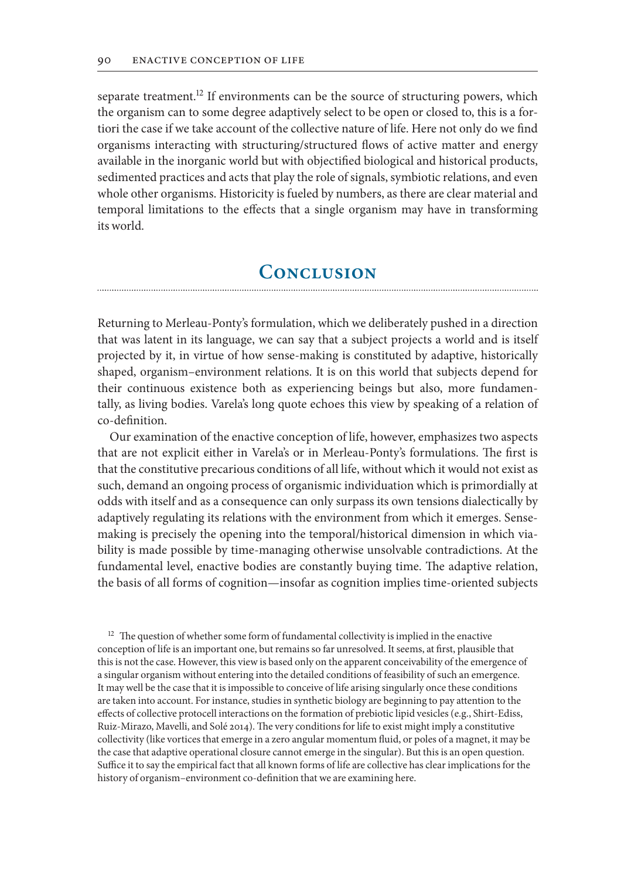separate treatment.[12] If environments can be the source of structuring powers, which the organism can to some degree adaptively select to be open or closed to, this is a fortiori the case if we take account of the collective nature of life. Here not only do we find organisms interacting with structuring/structured flows of active matter and energy available in the inorganic world but with objectified biological and historical products, sedimented practices and acts that play the role of signals, symbiotic relations, and even whole other organisms. Historicity is fueled by numbers, as there are clear material and temporal limitations to the effects that a single organism may have in transforming its world.

## Conclusion

Returning to Merleau-Ponty's formulation, which we deliberately pushed in a direction that was latent in its language, we can say that a subject projects a world and is itself projected by it, in virtue of how sense-making is constituted by adaptive, historically shaped, organism–environment relations. It is on this world that subjects depend for their continuous existence both as experiencing beings but also, more fundamentally, as living bodies. Varela's long quote echoes this view by speaking of a relation of co-definition.

Our examination of the enactive conception of life, however, emphasizes two aspects that are not explicit either in Varela's or in Merleau-Ponty's formulations. The first is that the constitutive precarious conditions of all life, without which it would not exist as such, demand an ongoing process of organismic individuation which is primordially at odds with itself and as a consequence can only surpass its own tensions dialectically by adaptively regulating its relations with the environment from which it emerges. Sense-making is precisely the opening into the temporal/historical dimension in which viability is made possible by time-managing otherwise unsolvable contradictions. At the fundamental level, enactive bodies are constantly buying time. The adaptive relation, the basis of all forms of cognition—insofar as cognition implies time-oriented subjects

[12] The question of whether some form of fundamental collectivity is implied in the enactive conception of life is an important one, but remains so far unresolved. It seems, at first, plausible that this is not the case. However, this view is based only on the apparent conceivability of the emergence of a singular organism without entering into the detailed conditions of feasibility of such an emergence. It may well be the case that it is impossible to conceive of life arising singularly once these conditions are taken into account. For instance, studies in synthetic biology are beginning to pay attention to the effects of collective protocell interactions on the formation of prebiotic lipid vesicles (e.g., Shirt-Ediss, Ruiz-Mirazo, Mavelli, and Solé 2014). The very conditions for life to exist might imply a constitutive collectivity (like vortices that emerge in a zero angular momentum fluid, or poles of a magnet, it may be the case that adaptive operational closure cannot emerge in the singular). But this is an open question. Suffice it to say the empirical fact that all known forms of life are collective has clear implications for the history of organism–environment co-definition that we are examining here.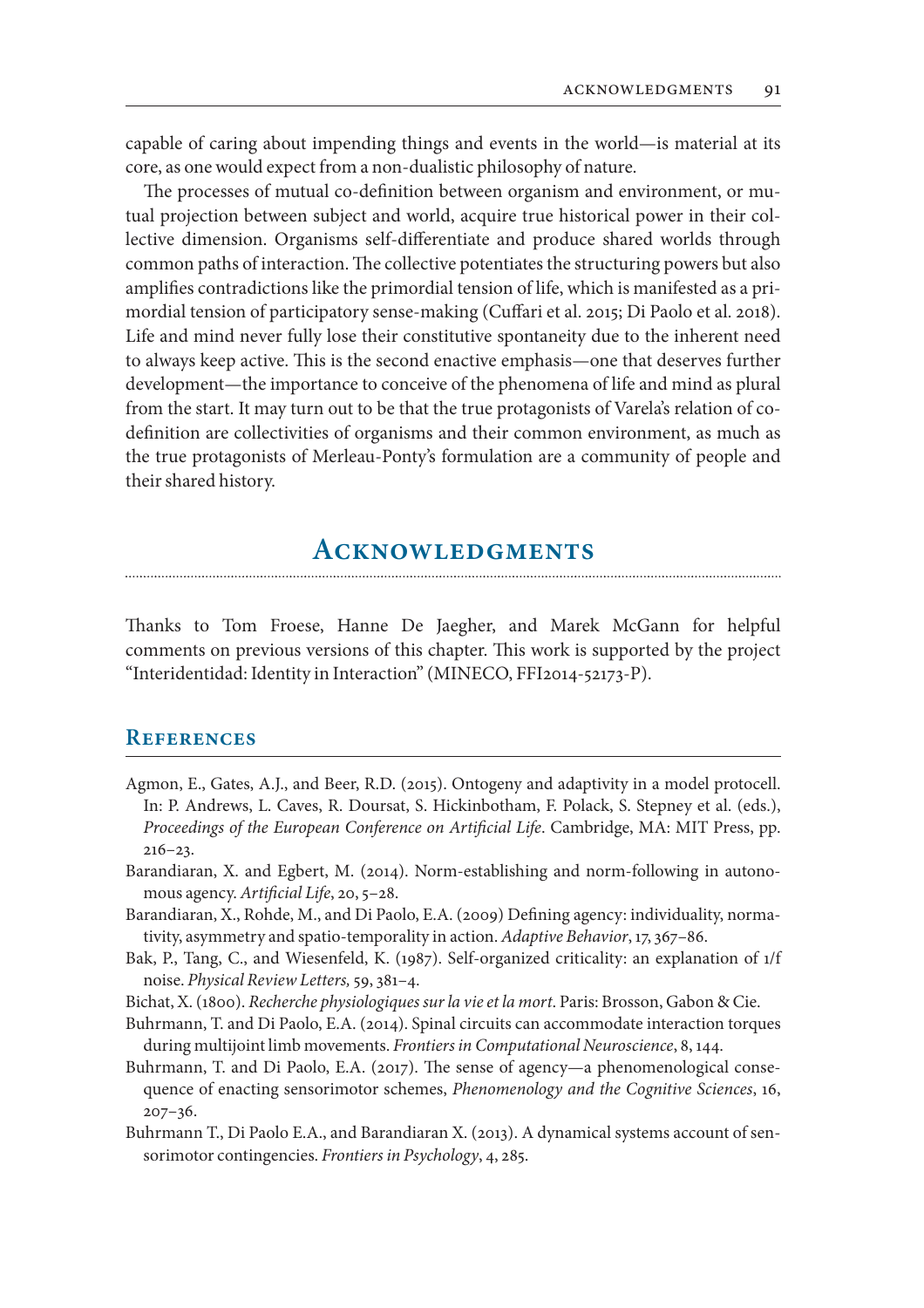capable of caring about impending things and events in the world—is material at its core, as one would expect from a non-dualistic philosophy of nature.

The processes of mutual co-definition between organism and environment, or mutual projection between subject and world, acquire true historical power in their collective dimension. Organisms self-differentiate and produce shared worlds through common paths of interaction. The collective potentiates the structuring powers but also amplifies contradictions like the primordial tension of life, which is manifested as a primordial tension of participatory sense-making (Cuffari et al. 2015; Di Paolo et al. 2018). Life and mind never fully lose their constitutive spontaneity due to the inherent need to always keep active. This is the second enactive emphasis—one that deserves further development—the importance to conceive of the phenomena of life and mind as plural from the start. It may turn out to be that the true protagonists of Varela's relation of co-definition are collectivities of organisms and their common environment, as much as the true protagonists of Merleau-Ponty's formulation are a community of people and their shared history.

## Acknowledgments

Thanks to Tom Froese, Hanne De Jaegher, and Marek McGann for helpful comments on previous versions of this chapter. This work is supported by the project "Interidentidad: Identity in Interaction" (MINECO, FFI2014-52173-P).

## References

Agmon, E., Gates, A.J., and Beer, R.D. (2015). Ontogeny and adaptivity in a model protocell. In: P. Andrews, L. Caves, R. Doursat, S. Hickinbotham, F. Polack, S. Stepney et al. (eds.), *Proceedings of the European Conference on Artificial Life*. Cambridge, MA: MIT Press, pp. 216–23.

Barandiaran, X. and Egbert, M. (2014). Norm-establishing and norm-following in autonomous agency. *Artificial Life*, 20, 5–28.

Barandiaran, X., Rohde, M., and Di Paolo, E.A. (2009) Defining agency: individuality, normativity, asymmetry and spatio-temporality in action. *Adaptive Behavior*, 17, 367–86.

Bak, P., Tang, C., and Wiesenfeld, K. (1987). Self-organized criticality: an explanation of 1/f noise. *Physical Review Letters,* 59, 381–4.

Bichat, X. (1800). *Recherche physiologiques sur la vie et la mort*. Paris: Brosson, Gabon & Cie.

Buhrmann, T. and Di Paolo, E.A. (2014). Spinal circuits can accommodate interaction torques during multijoint limb movements. *Frontiers in Computational Neuroscience*, 8, 144.

Buhrmann, T. and Di Paolo, E.A. (2017). The sense of agency—a phenomenological consequence of enacting sensorimotor schemes, *Phenomenology and the Cognitive Sciences*, 16, 207–36.

Buhrmann T., Di Paolo E.A., and Barandiaran X. (2013). A dynamical systems account of sensorimotor contingencies. *Frontiers in Psychology*, 4, 285.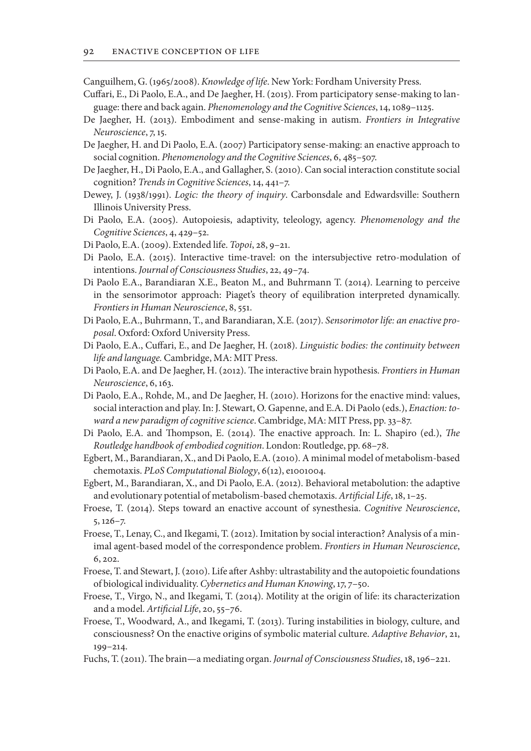Canguilhem, G. (1965/2008). *Knowledge of life*. New York: Fordham University Press.

Cuffari, E., Di Paolo, E.A., and De Jaegher, H. (2015). From participatory sense-making to language: there and back again. *Phenomenology and the Cognitive Sciences*, 14, 1089–1125.

De Jaegher, H. (2013). Embodiment and sense-making in autism. *Frontiers in Integrative Neuroscience*, 7, 15.

De Jaegher, H. and Di Paolo, E.A. (2007) Participatory sense-making: an enactive approach to social cognition. *Phenomenology and the Cognitive Sciences*, 6, 485–507.

De Jaegher, H., Di Paolo, E.A., and Gallagher, S. (2010). Can social interaction constitute social cognition? *Trends in Cognitive Sciences*, 14, 441–7.

Dewey, J. (1938/1991). *Logic: the theory of inquiry*. Carbonsdale and Edwardsville: Southern Illinois University Press.

Di Paolo, E.A. (2005). Autopoiesis, adaptivity, teleology, agency. *Phenomenology and the Cognitive Sciences*, 4, 429–52.

Di Paolo, E.A. (2009). Extended life. *Topoi*, 28, 9–21.

Di Paolo, E.A. (2015). Interactive time-travel: on the intersubjective retro-modulation of intentions. *Journal of Consciousness Studies*, 22, 49–74.

Di Paolo E.A., Barandiaran X.E., Beaton M., and Buhrmann T. (2014). Learning to perceive in the sensorimotor approach: Piaget's theory of equilibration interpreted dynamically. *Frontiers in Human Neuroscience*, 8, 551.

Di Paolo, E.A., Buhrmann, T., and Barandiaran, X.E. (2017). *Sensorimotor life: an enactive proposal*. Oxford: Oxford University Press.

Di Paolo, E.A., Cuffari, E., and De Jaegher, H. (2018). *Linguistic bodies: the continuity between life and language.* Cambridge, MA: MIT Press.

Di Paolo, E.A. and De Jaegher, H. (2012). The interactive brain hypothesis. *Frontiers in Human Neuroscience*, 6, 163.

Di Paolo, E.A., Rohde, M., and De Jaegher, H. (2010). Horizons for the enactive mind: values, social interaction and play. In: J. Stewart, O. Gapenne, and E.A. Di Paolo (eds.), *Enaction: toward a new paradigm of cognitive science*. Cambridge, MA: MIT Press, pp. 33–87.

Di Paolo, E.A. and Thompson, E. (2014). The enactive approach. In: L. Shapiro (ed.), *The Routledge handbook of embodied cognition*. London: Routledge, pp. 68–78.

Egbert, M., Barandiaran, X., and Di Paolo, E.A. (2010). A minimal model of metabolism-based chemotaxis. *PLoS Computational Biology*, 6(12), e1001004.

Egbert, M., Barandiaran, X., and Di Paolo, E.A. (2012). Behavioral metabolution: the adaptive and evolutionary potential of metabolism-based chemotaxis. *Artificial Life*, 18, 1–25.

Froese, T. (2014). Steps toward an enactive account of synesthesia. *Cognitive Neuroscience*, 5, 126–7.

Froese, T., Lenay, C., and Ikegami, T. (2012). Imitation by social interaction? Analysis of a minimal agent-based model of the correspondence problem. *Frontiers in Human Neuroscience*, 6, 202.

Froese, T. and Stewart, J. (2010). Life after Ashby: ultrastability and the autopoietic foundations of biological individuality. *Cybernetics and Human Knowing*, 17, 7–50.

Froese, T., Virgo, N., and Ikegami, T. (2014). Motility at the origin of life: its characterization and a model. *Artificial Life*, 20, 55–76.

Froese, T., Woodward, A., and Ikegami, T. (2013). Turing instabilities in biology, culture, and consciousness? On the enactive origins of symbolic material culture. *Adaptive Behavior*, 21, 199–214.

Fuchs, T. (2011). The brain—a mediating organ. *Journal of Consciousness Studies*, 18, 196–221.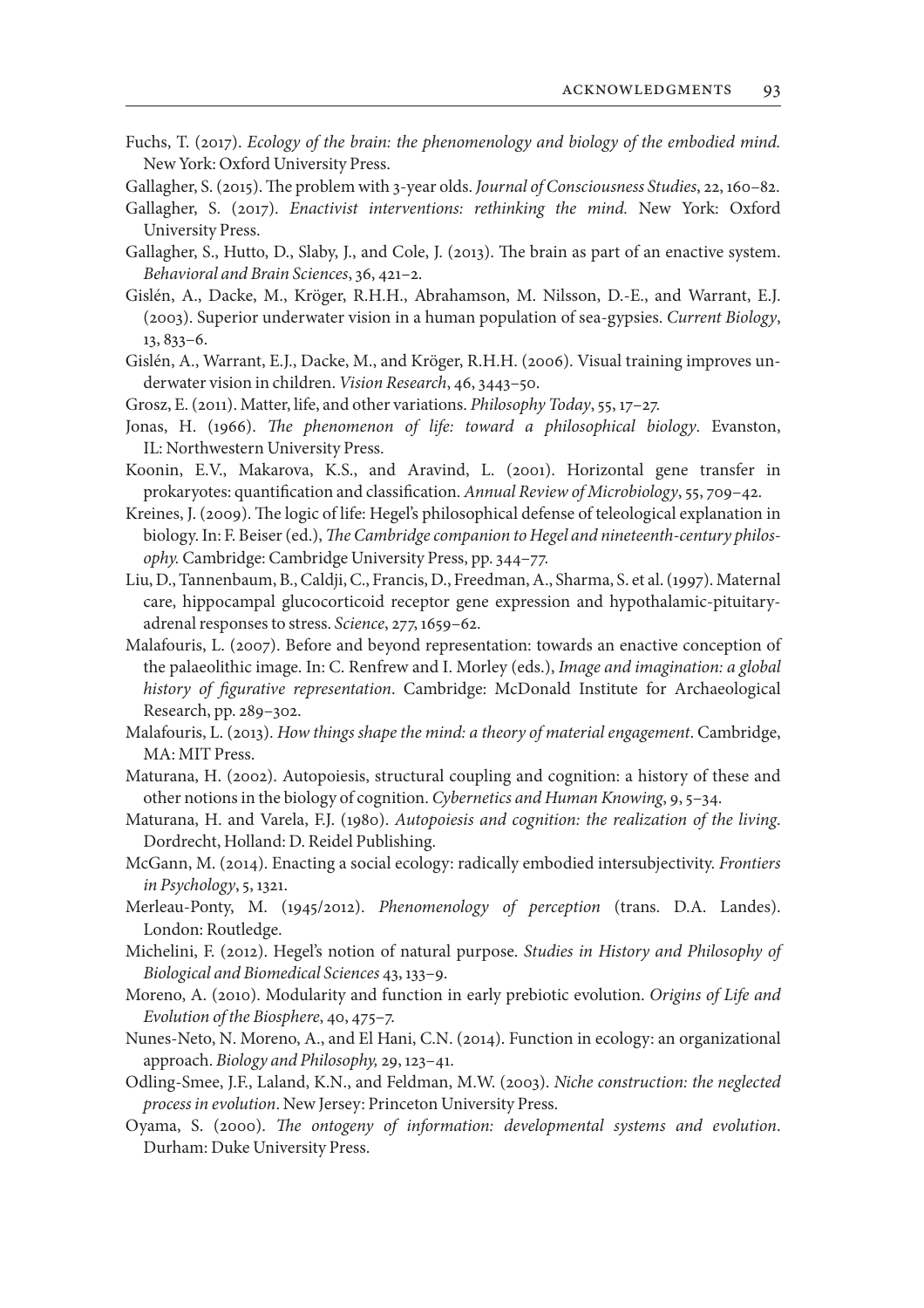Fuchs, T. (2017). *Ecology of the brain: the phenomenology and biology of the embodied mind.* New York: Oxford University Press.

Gallagher, S. (2015). The problem with 3-year olds. *Journal of Consciousness Studies*, 22, 160–82.

Gallagher, S. (2017). *Enactivist interventions: rethinking the mind.* New York: Oxford University Press.

Gallagher, S., Hutto, D., Slaby, J., and Cole, J. (2013). The brain as part of an enactive system. *Behavioral and Brain Sciences*, 36, 421–2.

Gislén, A., Dacke, M., Kröger, R.H.H., Abrahamson, M. Nilsson, D.-E., and Warrant, E.J. (2003). Superior underwater vision in a human population of sea-gypsies. *Current Biology*, 13, 833–6.

Gislén, A., Warrant, E.J., Dacke, M., and Kröger, R.H.H. (2006). Visual training improves underwater vision in children. *Vision Research*, 46, 3443–50.

Grosz, E. (2011). Matter, life, and other variations. *Philosophy Today*, 55, 17–27.

Jonas, H. (1966). *The phenomenon of life: toward a philosophical biology*. Evanston, IL: Northwestern University Press.

Koonin, E.V., Makarova, K.S., and Aravind, L. (2001). Horizontal gene transfer in prokaryotes: quantification and classification. *Annual Review of Microbiology*, 55, 709–42.

Kreines, J. (2009). The logic of life: Hegel's philosophical defense of teleological explanation in biology. In: F. Beiser (ed.), *The Cambridge companion to Hegel and nineteenth-century philosophy.* Cambridge: Cambridge University Press, pp. 344–77.

Liu, D., Tannenbaum, B., Caldji, C., Francis, D., Freedman, A., Sharma, S. et al. (1997). Maternal care, hippocampal glucocorticoid receptor gene expression and hypothalamic-pituitary-adrenal responses to stress. *Science*, 277, 1659–62.

Malafouris, L. (2007). Before and beyond representation: towards an enactive conception of the palaeolithic image. In: C. Renfrew and I. Morley (eds.), *Image and imagination: a global history of figurative representation*. Cambridge: McDonald Institute for Archaeological Research, pp. 289–302.

Malafouris, L. (2013). *How things shape the mind: a theory of material engagement*. Cambridge, MA: MIT Press.

Maturana, H. (2002). Autopoiesis, structural coupling and cognition: a history of these and other notions in the biology of cognition. *Cybernetics and Human Knowing*, 9, 5–34.

Maturana, H. and Varela, F.J. (1980). *Autopoiesis and cognition: the realization of the living*. Dordrecht, Holland: D. Reidel Publishing.

McGann, M. (2014). Enacting a social ecology: radically embodied intersubjectivity. *Frontiers in Psychology*, 5, 1321.

Merleau-Ponty, M. (1945/2012). *Phenomenology of perception* (trans. D.A. Landes). London: Routledge.

Michelini, F. (2012). Hegel's notion of natural purpose. *Studies in History and Philosophy of Biological and Biomedical Sciences* 43, 133–9.

Moreno, A. (2010). Modularity and function in early prebiotic evolution. *Origins of Life and Evolution of the Biosphere*, 40, 475–7.

Nunes-Neto, N. Moreno, A., and El Hani, C.N. (2014). Function in ecology: an organizational approach. *Biology and Philosophy,* 29, 123–41.

Odling-Smee, J.F., Laland, K.N., and Feldman, M.W. (2003). *Niche construction: the neglected process in evolution*. New Jersey: Princeton University Press.

Oyama, S. (2000). *The ontogeny of information: developmental systems and evolution*. Durham: Duke University Press.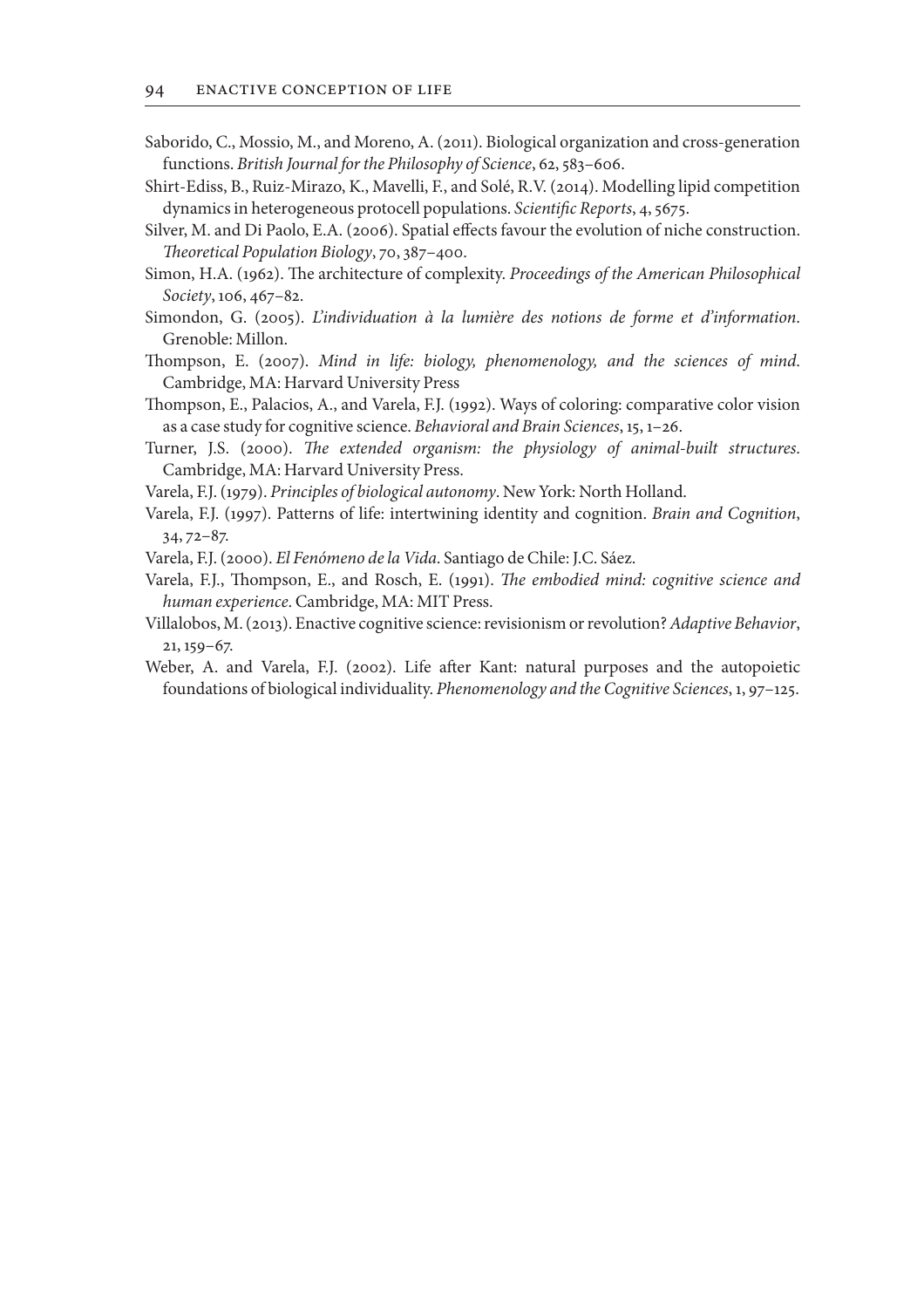Saborido, C., Mossio, M., and Moreno, A. (2011). Biological organization and cross-generation functions. *British Journal for the Philosophy of Science*, 62, 583–606.

Shirt-Ediss, B., Ruiz-Mirazo, K., Mavelli, F., and Solé, R.V. (2014). Modelling lipid competition dynamics in heterogeneous protocell populations. *Scientific Reports*, 4, 5675.

Silver, M. and Di Paolo, E.A. (2006). Spatial effects favour the evolution of niche construction. *Theoretical Population Biology*, 70, 387–400.

Simon, H.A. (1962). The architecture of complexity. *Proceedings of the American Philosophical Society*, 106, 467–82.

Simondon, G. (2005). *L'individuation à la lumière des notions de forme et d'information*. Grenoble: Millon.

Thompson, E. (2007). *Mind in life: biology, phenomenology, and the sciences of mind*. Cambridge, MA: Harvard University Press

Thompson, E., Palacios, A., and Varela, F.J. (1992). Ways of coloring: comparative color vision as a case study for cognitive science. *Behavioral and Brain Sciences*, 15, 1–26.

Turner, J.S. (2000). *The extended organism: the physiology of animal-built structures*. Cambridge, MA: Harvard University Press.

Varela, F.J. (1979). *Principles of biological autonomy*. New York: North Holland.

Varela, F.J. (1997). Patterns of life: intertwining identity and cognition. *Brain and Cognition*, 34, 72–87.

Varela, F.J. (2000). *El Fenómeno de la Vida*. Santiago de Chile: J.C. Sáez.

Varela, F.J., Thompson, E., and Rosch, E. (1991). *The embodied mind: cognitive science and human experience*. Cambridge, MA: MIT Press.

Villalobos, M. (2013). Enactive cognitive science: revisionism or revolution? *Adaptive Behavior*, 21, 159–67.

Weber, A. and Varela, F.J. (2002). Life after Kant: natural purposes and the autopoietic foundations of biological individuality. *Phenomenology and the Cognitive Sciences*, 1, 97–125.